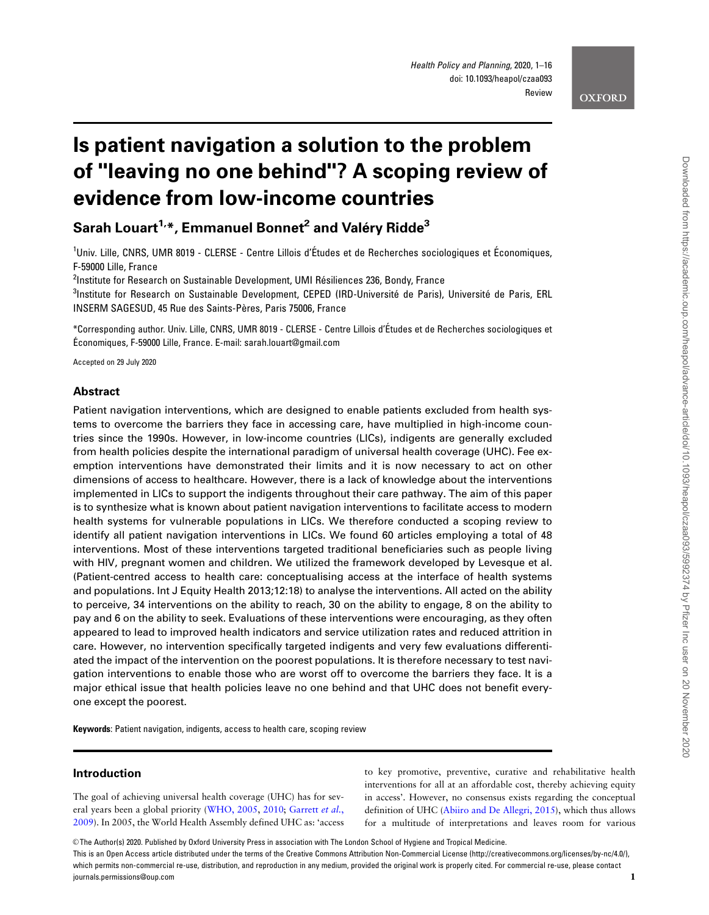# Is patient navigation a solution to the problem of "leaving no one behind"? A scoping review of evidence from low-income countries

**Sarah Louart[1,*], Emmanuel Bonnet[2] and Valéry Ridde[3]**

[1]Univ. Lille, CNRS, UMR 8019 - CLERSE - Centre Lillois d'Études et de Recherches sociologiques et Économiques, F-59000 Lille, France

[2]Institute for Research on Sustainable Development, UMI Résiliences 236, Bondy, France

[3]Institute for Research on Sustainable Development, CEPED (IRD-Université de Paris), Université de Paris, ERL INSERM SAGESUD, 45 Rue des Saints-Pères, Paris 75006, France

*Corresponding author. Univ. Lille, CNRS, UMR 8019 - CLERSE - Centre Lillois d'Études et de Recherches sociologiques et Économiques, F-59000 Lille, France. E-mail: sarah.louart@gmail.com

Accepted on 29 July 2020

## Abstract

Patient navigation interventions, which are designed to enable patients excluded from health systems to overcome the barriers they face in accessing care, have multiplied in high-income countries since the 1990s. However, in low-income countries (LICs), indigents are generally excluded from health policies despite the international paradigm of universal health coverage (UHC). Fee exemption interventions have demonstrated their limits and it is now necessary to act on other dimensions of access to healthcare. However, there is a lack of knowledge about the interventions implemented in LICs to support the indigents throughout their care pathway. The aim of this paper is to synthesize what is known about patient navigation interventions to facilitate access to modern health systems for vulnerable populations in LICs. We therefore conducted a scoping review to identify all patient navigation interventions in LICs. We found 60 articles employing a total of 48 interventions. Most of these interventions targeted traditional beneficiaries such as people living with HIV, pregnant women and children. We utilized the framework developed by Levesque et al. (Patient-centred access to health care: conceptualising access at the interface of health systems and populations. Int J Equity Health 2013;12:18) to analyse the interventions. All acted on the ability to perceive, 34 interventions on the ability to reach, 30 on the ability to engage, 8 on the ability to pay and 6 on the ability to seek. Evaluations of these interventions were encouraging, as they often appeared to lead to improved health indicators and service utilization rates and reduced attrition in care. However, no intervention specifically targeted indigents and very few evaluations differentiated the impact of the intervention on the poorest populations. It is therefore necessary to test navigation interventions to enable those who are worst off to overcome the barriers they face. It is a major ethical issue that health policies leave no one behind and that UHC does not benefit everyone except the poorest.

**Keywords**: Patient navigation, indigents, access to health care, scoping review

## Introduction

The goal of achieving universal health coverage (UHC) has for several years been a global priority (WHO, 2005, 2010; Garrett *et al.*, 2009). In 2005, the World Health Assembly defined UHC as: 'access to key promotive, preventive, curative and rehabilitative health interventions for all at an affordable cost, thereby achieving equity in access'. However, no consensus exists regarding the conceptual definition of UHC (Abiiro and De Allegri, 2015), which thus allows for a multitude of interpretations and leaves room for various

© The Author(s) 2020. Published by Oxford University Press in association with The London School of Hygiene and Tropical Medicine.
This is an Open Access article distributed under the terms of the Creative Commons Attribution Non-Commercial License (http://creativecommons.org/licenses/by-nc/4.0/), which permits non-commercial re-use, distribution, and reproduction in any medium, provided the original work is properly cited. For commercial re-use, please contact journals.permissions@oup.com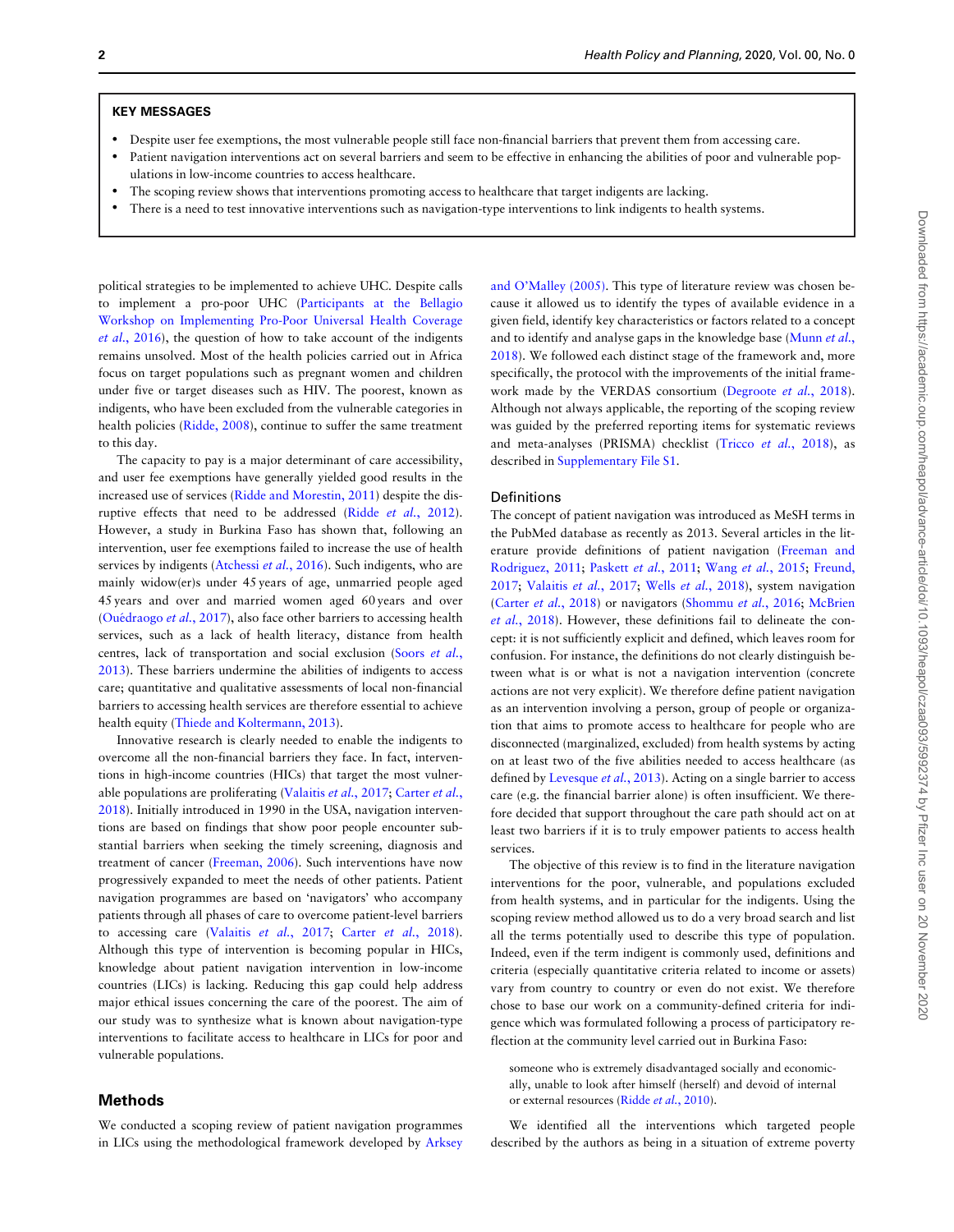**KEY MESSAGES**

- Despite user fee exemptions, the most vulnerable people still face non-financial barriers that prevent them from accessing care.
- Patient navigation interventions act on several barriers and seem to be effective in enhancing the abilities of poor and vulnerable populations in low-income countries to access healthcare.
- The scoping review shows that interventions promoting access to healthcare that target indigents are lacking.
- There is a need to test innovative interventions such as navigation-type interventions to link indigents to health systems.

political strategies to be implemented to achieve UHC. Despite calls to implement a pro-poor UHC (Participants at the Bellagio Workshop on Implementing Pro-Poor Universal Health Coverage *et al.*, 2016), the question of how to take account of the indigents remains unsolved. Most of the health policies carried out in Africa focus on target populations such as pregnant women and children under five or target diseases such as HIV. The poorest, known as indigents, who have been excluded from the vulnerable categories in health policies (Ridde, 2008), continue to suffer the same treatment to this day.

The capacity to pay is a major determinant of care accessibility, and user fee exemptions have generally yielded good results in the increased use of services (Ridde and Morestin, 2011) despite the disruptive effects that need to be addressed (Ridde *et al.*, 2012). However, a study in Burkina Faso has shown that, following an intervention, user fee exemptions failed to increase the use of health services by indigents (Atchessi *et al.*, 2016). Such indigents, who are mainly widow(er)s under 45 years of age, unmarried people aged 45 years and over and married women aged 60 years and over (Ouédraogo *et al.*, 2017), also face other barriers to accessing health services, such as a lack of health literacy, distance from health centres, lack of transportation and social exclusion (Soors *et al.*, 2013). These barriers undermine the abilities of indigents to access care; quantitative and qualitative assessments of local non-financial barriers to accessing health services are therefore essential to achieve health equity (Thiede and Koltermann, 2013).

Innovative research is clearly needed to enable the indigents to overcome all the non-financial barriers they face. In fact, interventions in high-income countries (HICs) that target the most vulnerable populations are proliferating (Valaitis *et al.*, 2017; Carter *et al.*, 2018). Initially introduced in 1990 in the USA, navigation interventions are based on findings that show poor people encounter substantial barriers when seeking the timely screening, diagnosis and treatment of cancer (Freeman, 2006). Such interventions have now progressively expanded to meet the needs of other patients. Patient navigation programmes are based on 'navigators' who accompany patients through all phases of care to overcome patient-level barriers to accessing care (Valaitis *et al.*, 2017; Carter *et al.*, 2018). Although this type of intervention is becoming popular in HICs, knowledge about patient navigation intervention in low-income countries (LICs) is lacking. Reducing this gap could help address major ethical issues concerning the care of the poorest. The aim of our study was to synthesize what is known about navigation-type interventions to facilitate access to healthcare in LICs for poor and vulnerable populations.

## Methods

We conducted a scoping review of patient navigation programmes in LICs using the methodological framework developed by Arksey and O'Malley (2005). This type of literature review was chosen because it allowed us to identify the types of available evidence in a given field, identify key characteristics or factors related to a concept and to identify and analyse gaps in the knowledge base (Munn *et al.*, 2018). We followed each distinct stage of the framework and, more specifically, the protocol with the improvements of the initial framework made by the VERDAS consortium (Degroote *et al.*, 2018). Although not always applicable, the reporting of the scoping review was guided by the preferred reporting items for systematic reviews and meta-analyses (PRISMA) checklist (Tricco *et al.*, 2018), as described in Supplementary File S1.

### Definitions

The concept of patient navigation was introduced as MeSH terms in the PubMed database as recently as 2013. Several articles in the literature provide definitions of patient navigation (Freeman and Rodriguez, 2011; Paskett *et al.*, 2011; Wang *et al.*, 2015; Freund, 2017; Valaitis *et al.*, 2017; Wells *et al.*, 2018), system navigation (Carter *et al.*, 2018) or navigators (Shommu *et al.*, 2016; McBrien *et al.*, 2018). However, these definitions fail to delineate the concept: it is not sufficiently explicit and defined, which leaves room for confusion. For instance, the definitions do not clearly distinguish between what is or what is not a navigation intervention (concrete actions are not very explicit). We therefore define patient navigation as an intervention involving a person, group of people or organization that aims to promote access to healthcare for people who are disconnected (marginalized, excluded) from health systems by acting on at least two of the five abilities needed to access healthcare (as defined by Levesque *et al.*, 2013). Acting on a single barrier to access care (e.g. the financial barrier alone) is often insufficient. We therefore decided that support throughout the care path should act on at least two barriers if it is to truly empower patients to access health services.

The objective of this review is to find in the literature navigation interventions for the poor, vulnerable, and populations excluded from health systems, and in particular for the indigents. Using the scoping review method allowed us to do a very broad search and list all the terms potentially used to describe this type of population. Indeed, even if the term indigent is commonly used, definitions and criteria (especially quantitative criteria related to income or assets) vary from country to country or even do not exist. We therefore chose to base our work on a community-defined criteria for indigence which was formulated following a process of participatory reflection at the community level carried out in Burkina Faso:

> someone who is extremely disadvantaged socially and economically, unable to look after himself (herself) and devoid of internal or external resources (Ridde *et al.*, 2010).

We identified all the interventions which targeted people described by the authors as being in a situation of extreme poverty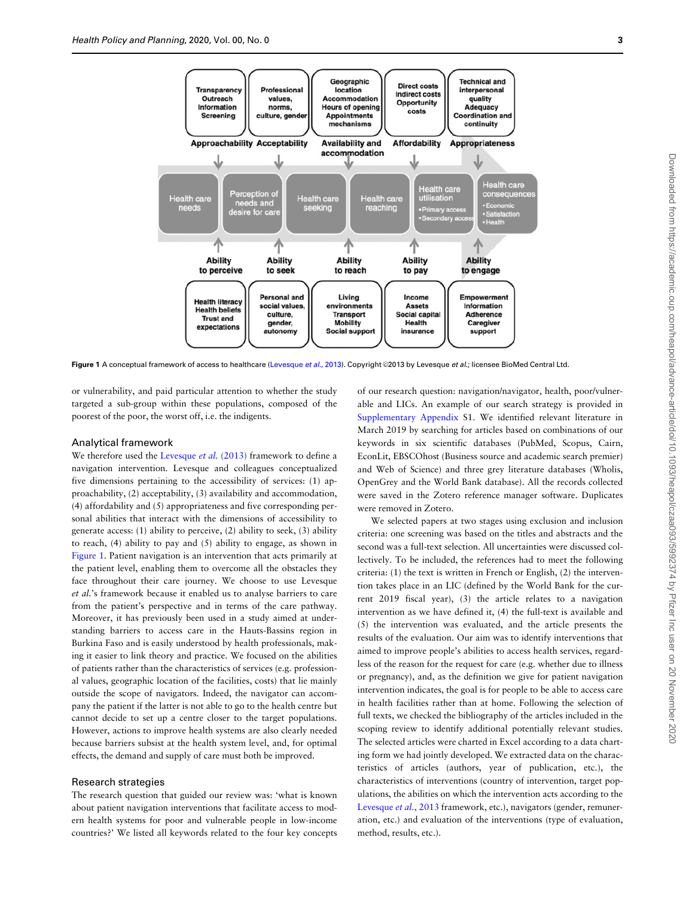Transparency
Outreach
Information
Screening

Professional
values,
norms,
culture, gender

Geographic
location
Accommodation
Hours of opening
Appointments
mechanisms

Direct costs
Indirect costs
Opportunity
costs

Technical and
interpersonal
quality
Adequacy
Coordination and
continuity

Approachability Acceptability Availability and accommodation Affordability Appropriateness

Health care needs

Perception of needs and desire for care

Health care seeking

Health care reaching

Health care utilisation
•Primary access
•Secondary access

Health care consequences
•Economic
•Satisfaction
•Health

Ability to perceive

Ability to seek

Ability to reach

Ability to pay

Ability to engage

Health literacy
Health beliefs
Trust and
expectations

Personal and
social values,
culture,
gender,
autonomy

Living
environments
Transport
Mobility
Social support

Income
Assets
Social capital
Health
insurance

Empowerment
Information
Adherence
Caregiver
support

**Figure 1** A conceptual framework of access to healthcare (Levesque *et al.*, 2013). Copyright ©2013 by Levesque *et al.*; licensee BioMed Central Ltd.

or vulnerability, and paid particular attention to whether the study targeted a sub-group within these populations, composed of the poorest of the poor, the worst off, i.e. the indigents.

## Analytical framework

We therefore used the Levesque *et al.* (2013) framework to define a navigation intervention. Levesque and colleagues conceptualized five dimensions pertaining to the accessibility of services: (1) approachability, (2) acceptability, (3) availability and accommodation, (4) affordability and (5) appropriateness and five corresponding personal abilities that interact with the dimensions of accessibility to generate access: (1) ability to perceive, (2) ability to seek, (3) ability to reach, (4) ability to pay and (5) ability to engage, as shown in Figure 1. Patient navigation is an intervention that acts primarily at the patient level, enabling them to overcome all the obstacles they face throughout their care journey. We choose to use Levesque *et al.*'s framework because it enabled us to analyse barriers to care from the patient's perspective and in terms of the care pathway. Moreover, it has previously been used in a study aimed at understanding barriers to access care in the Hauts-Bassins region in Burkina Faso and is easily understood by health professionals, making it easier to link theory and practice. We focused on the abilities of patients rather than the characteristics of services (e.g. professional values, geographic location of the facilities, costs) that lie mainly outside the scope of navigators. Indeed, the navigator can accompany the patient if the latter is not able to go to the health centre but cannot decide to set up a centre closer to the target populations. However, actions to improve health systems are also clearly needed because barriers subsist at the health system level, and, for optimal effects, the demand and supply of care must both be improved.

## Research strategies

The research question that guided our review was: 'what is known about patient navigation interventions that facilitate access to modern health systems for poor and vulnerable people in low-income countries?' We listed all keywords related to the four key concepts of our research question: navigation/navigator, health, poor/vulnerable and LICs. An example of our search strategy is provided in Supplementary Appendix S1. We identified relevant literature in March 2019 by searching for articles based on combinations of our keywords in six scientific databases (PubMed, Scopus, Cairn, EconLit, EBSCOhost (Business source and academic search premier) and Web of Science) and three grey literature databases (Wholis, OpenGrey and the World Bank database). All the records collected were saved in the Zotero reference manager software. Duplicates were removed in Zotero.

We selected papers at two stages using exclusion and inclusion criteria: one screening was based on the titles and abstracts and the second was a full-text selection. All uncertainties were discussed collectively. To be included, the references had to meet the following criteria: (1) the text is written in French or English, (2) the intervention takes place in an LIC (defined by the World Bank for the current 2019 fiscal year), (3) the article relates to a navigation intervention as we have defined it, (4) the full-text is available and (5) the intervention was evaluated, and the article presents the results of the evaluation. Our aim was to identify interventions that aimed to improve people's abilities to access health services, regardless of the reason for the request for care (e.g. whether due to illness or pregnancy), and, as the definition we give for patient navigation intervention indicates, the goal is for people to be able to access care in health facilities rather than at home. Following the selection of full texts, we checked the bibliography of the articles included in the scoping review to identify additional potentially relevant studies. The selected articles were charted in Excel according to a data charting form we had jointly developed. We extracted data on the characteristics of articles (authors, year of publication, etc.), the characteristics of interventions (country of intervention, target populations, the abilities on which the intervention acts according to the Levesque *et al.*, 2013 framework, etc.), navigators (gender, remuneration, etc.) and evaluation of the interventions (type of evaluation, method, results, etc.).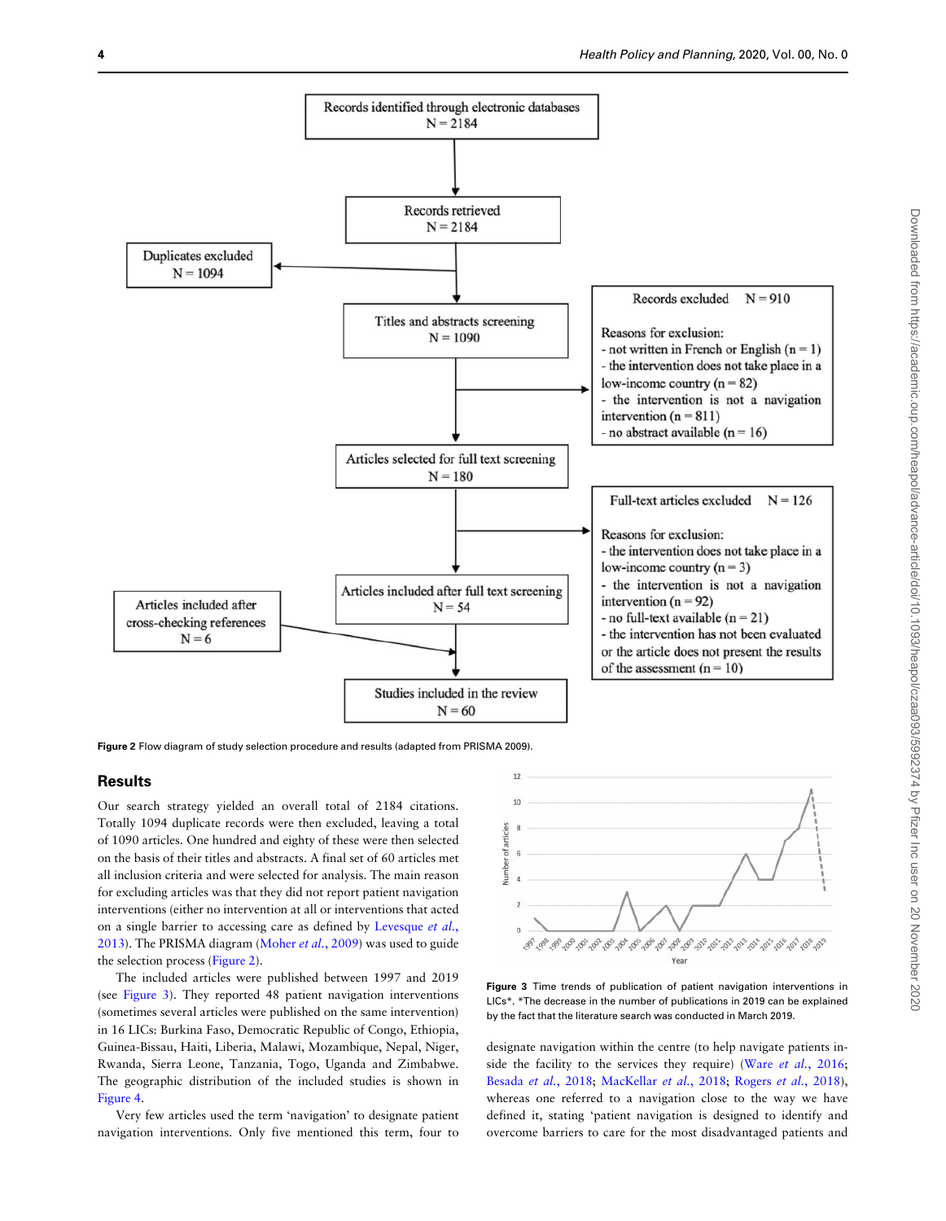Records identified through electronic databases
N = 2184

Records retrieved
N = 2184

Duplicates excluded
N = 1094

Titles and abstracts screening
N = 1090

Records excluded N = 910

Reasons for exclusion:
- not written in French or English (n = 1)
- the intervention does not take place in a low-income country (n = 82)
- the intervention is not a navigation intervention (n = 811)
- no abstract available (n = 16)

Articles selected for full text screening
N = 180

Full-text articles excluded N = 126

Reasons for exclusion:
- the intervention does not take place in a low-income country (n = 3)
- the intervention is not a navigation intervention (n = 92)
- no full-text available (n = 21)
- the intervention has not been evaluated or the article does not present the results of the assessment (n = 10)

Articles included after full text screening
N = 54

Articles included after cross-checking references
N = 6

Studies included in the review
N = 60

**Figure 2** Flow diagram of study selection procedure and results (adapted from PRISMA 2009).

## Results

Our search strategy yielded an overall total of 2184 citations. Totally 1094 duplicate records were then excluded, leaving a total of 1090 articles. One hundred and eighty of these were then selected on the basis of their titles and abstracts. A final set of 60 articles met all inclusion criteria and were selected for analysis. The main reason for excluding articles was that they did not report patient navigation interventions (either no intervention at all or interventions that acted on a single barrier to accessing care as defined by Levesque *et al.*, 2013). The PRISMA diagram (Moher *et al.*, 2009) was used to guide the selection process (Figure 2).

The included articles were published between 1997 and 2019 (see Figure 3). They reported 48 patient navigation interventions (sometimes several articles were published on the same intervention) in 16 LICs: Burkina Faso, Democratic Republic of Congo, Ethiopia, Guinea-Bissau, Haiti, Liberia, Malawi, Mozambique, Nepal, Niger, Rwanda, Sierra Leone, Tanzania, Togo, Uganda and Zimbabwe. The geographic distribution of the included studies is shown in Figure 4.

Very few articles used the term 'navigation' to designate patient navigation interventions. Only five mentioned this term, four to designate navigation within the centre (to help navigate patients inside the facility to the services they require) (Ware *et al.*, 2016; Besada *et al.*, 2018; MacKellar *et al.*, 2018; Rogers *et al.*, 2018), whereas one referred to a navigation close to the way we have defined it, stating 'patient navigation is designed to identify and overcome barriers to care for the most disadvantaged patients and

**Figure 3** Time trends of publication of patient navigation interventions in LICs*. *The decrease in the number of publications in 2019 can be explained by the fact that the literature search was conducted in March 2019.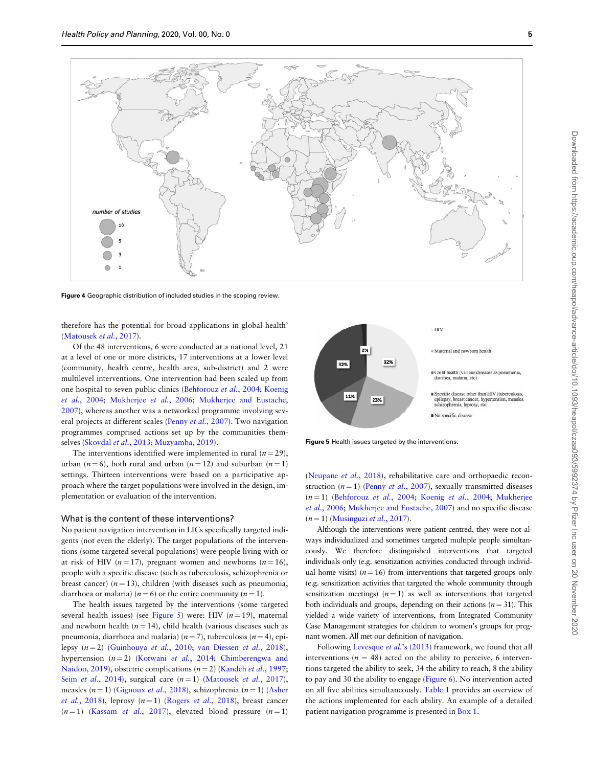Figure 4 Geographic distribution of included studies in the scoping review.

therefore has the potential for broad applications in global health' (Matousek *et al.*, 2017).

Of the 48 interventions, 6 were conducted at a national level, 21 at a level of one or more districts, 17 interventions at a lower level (community, health centre, health area, sub-district) and 2 were multilevel interventions. One intervention had been scaled up from one hospital to seven public clinics (Behforouz *et al.*, 2004; Koenig *et al.*, 2004; Mukherjee *et al.*, 2006; Mukherjee and Eustache, 2007), whereas another was a networked programme involving several projects at different scales (Penny *et al.*, 2007). Two navigation programmes comprised actions set up by the communities themselves (Skovdal *et al.*, 2013; Muzyamba, 2019).

The interventions identified were implemented in rural ($n = 29$), urban ($n = 6$), both rural and urban ($n = 12$) and suburban ($n = 1$) settings. Thirteen interventions were based on a participative approach where the target populations were involved in the design, implementation or evaluation of the intervention.

## What is the content of these interventions?

No patient navigation intervention in LICs specifically targeted indigents (not even the elderly). The target populations of the interventions (some targeted several populations) were people living with or at risk of HIV ($n = 17$), pregnant women and newborns ($n = 16$), people with a specific disease (such as tuberculosis, schizophrenia or breast cancer) ($n = 13$), children (with diseases such as pneumonia, diarrhoea or malaria) ($n = 6$) or the entire community ($n = 1$).

The health issues targeted by the interventions (some targeted several health issues) (see Figure 5) were: HIV ($n = 19$), maternal and newborn health ($n = 14$), child health (various diseases such as pneumonia, diarrhoea and malaria) ($n = 7$), tuberculosis ($n = 4$), epilepsy ($n = 2$) (Guinhouya *et al.*, 2010; van Diessen *et al.*, 2018), hypertension ($n = 2$) (Kotwani *et al.*, 2014; Chimberengwa and Naidoo, 2019), obstetric complications ($n = 2$) (Kandeh *et al.*, 1997; Seim *et al.*, 2014), surgical care ($n = 1$) (Matousek *et al.*, 2017), measles ($n = 1$) (Gignoux *et al.*, 2018), schizophrenia ($n = 1$) (Asher *et al.*, 2018), leprosy ($n = 1$) (Rogers *et al.*, 2018), breast cancer ($n = 1$) (Kassam *et al.*, 2017), elevated blood pressure ($n = 1$) (Neupane *et al.*, 2018), rehabilitative care and orthopaedic reconstruction ($n = 1$) (Penny *et al.*, 2007), sexually transmitted diseases ($n = 1$) (Behforouz *et al.*, 2004; Koenig *et al.*, 2004; Mukherjee *et al.*, 2006; Mukherjee and Eustache, 2007) and no specific disease ($n = 1$) (Musinguzi *et al.*, 2017).

Figure 5 Health issues targeted by the interventions.

Although the interventions were patient centred, they were not always individualized and sometimes targeted multiple people simultaneously. We therefore distinguished interventions that targeted individuals only (e.g. sensitization activities conducted through individual home visits) ($n = 16$) from interventions that targeted groups only (e.g. sensitization activities that targeted the whole community through sensitization meetings) ($n = 1$) as well as interventions that targeted both individuals and groups, depending on their actions ($n = 31$). This yielded a wide variety of interventions, from Integrated Community Case Management strategies for children to women's groups for pregnant women. All met our definition of navigation.

Following Levesque *et al.*'s (2013) framework, we found that all interventions ($n = 48$) acted on the ability to perceive, 6 interventions targeted the ability to seek, 34 the ability to reach, 8 the ability to pay and 30 the ability to engage (Figure 6). No intervention acted on all five abilities simultaneously. Table 1 provides an overview of the actions implemented for each ability. An example of a detailed patient navigation programme is presented in Box 1.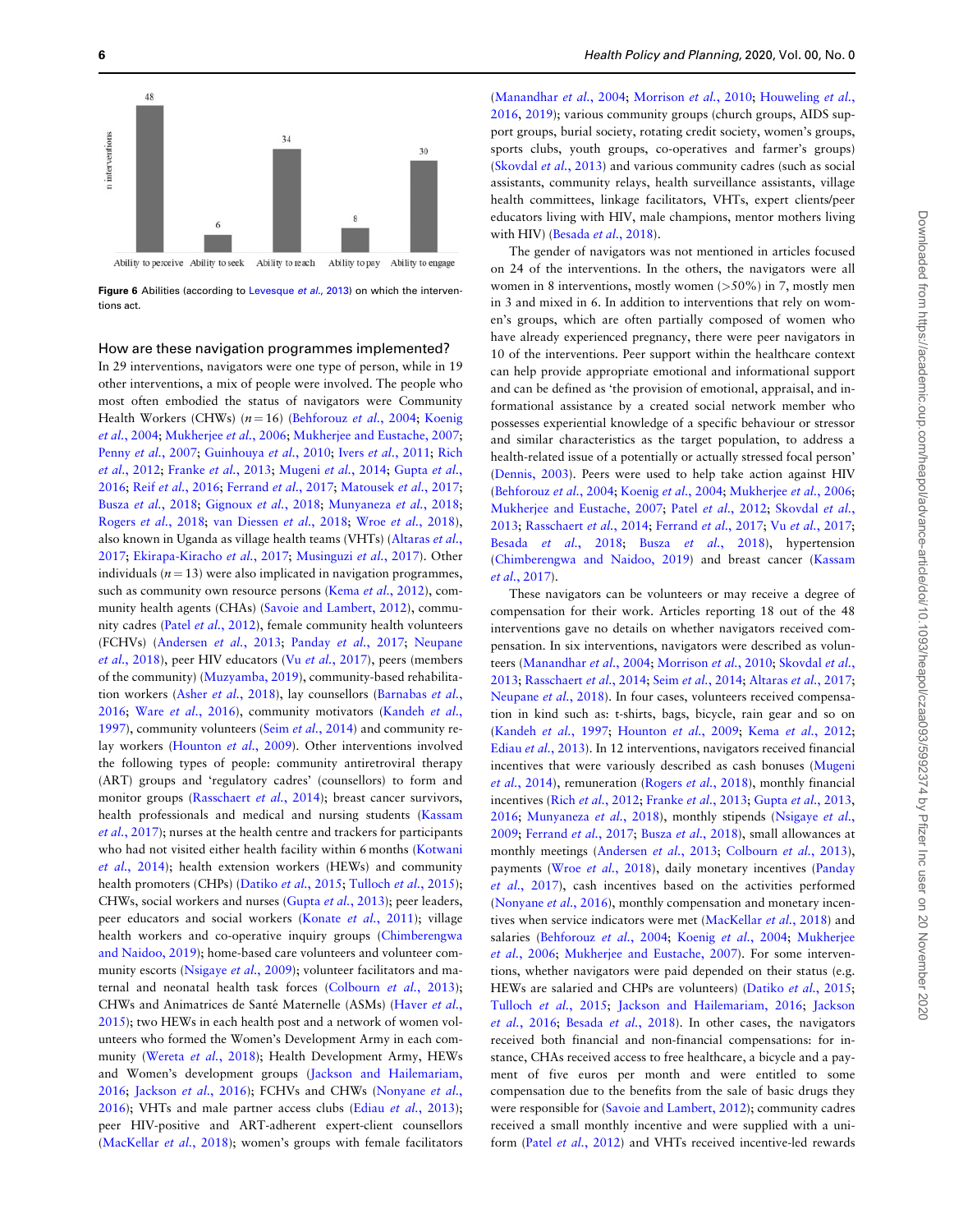Figure 6 Abilities (according to Levesque *et al.*, 2013) on which the interventions act.

## How are these navigation programmes implemented?

In 29 interventions, navigators were one type of person, while in 19 other interventions, a mix of people were involved. The people who most often embodied the status of navigators were Community Health Workers (CHWs) ($n = 16$) (Behforouz *et al.*, 2004; Koenig *et al.*, 2004; Mukherjee *et al.*, 2006; Mukherjee and Eustache, 2007; Penny *et al.*, 2007; Guinhouya *et al.*, 2010; Ivers *et al.*, 2011; Rich *et al.*, 2012; Franke *et al.*, 2013; Mugeni *et al.*, 2014; Gupta *et al.*, 2016; Reif *et al.*, 2016; Ferrand *et al.*, 2017; Matousek *et al.*, 2017; Busza *et al.*, 2018; Gignoux *et al.*, 2018; Munyaneza *et al.*, 2018; Rogers *et al.*, 2018; van Diessen *et al.*, 2018; Wroe *et al.*, 2018), also known in Uganda as village health teams (VHTs) (Altaras *et al.*, 2017; Ekirapa-Kiracho *et al.*, 2017; Musinguzi *et al.*, 2017). Other individuals ($n = 13$) were also implicated in navigation programmes, such as community own resource persons (Kema *et al.*, 2012), community health agents (CHAs) (Savoie and Lambert, 2012), community cadres (Patel *et al.*, 2012), female community health volunteers (FCHVs) (Andersen *et al.*, 2013; Panday *et al.*, 2017; Neupane *et al.*, 2018), peer HIV educators (Vu *et al.*, 2017), peers (members of the community) (Muzyamba, 2019), community-based rehabilitation workers (Asher *et al.*, 2018), lay counsellors (Barnabas *et al.*, 2016; Ware *et al.*, 2016), community motivators (Kandeh *et al.*, 1997), community volunteers (Seim *et al.*, 2014) and community relay workers (Hounton *et al.*, 2009). Other interventions involved the following types of people: community antiretroviral therapy (ART) groups and 'regulatory cadres' (counsellors) to form and monitor groups (Rasschaert *et al.*, 2014); breast cancer survivors, health professionals and medical and nursing students (Kassam *et al.*, 2017); nurses at the health centre and trackers for participants who had not visited either health facility within 6 months (Kotwani *et al.*, 2014); health extension workers (HEWs) and community health promoters (CHPs) (Datiko *et al.*, 2015; Tulloch *et al.*, 2015); CHWs, social workers and nurses (Gupta *et al.*, 2013); peer leaders, peer educators and social workers (Konate *et al.*, 2011); village health workers and co-operative inquiry groups (Chimberengwa and Naidoo, 2019); home-based care volunteers and volunteer community escorts (Nsigaye *et al.*, 2009); volunteer facilitators and maternal and neonatal health task forces (Colbourn *et al.*, 2013); CHWs and Animatrices de Santé Maternelle (ASMs) (Haver *et al.*, 2015); two HEWs in each health post and a network of women volunteers who formed the Women's Development Army in each community (Wereta *et al.*, 2018); Health Development Army, HEWs and Women's development groups (Jackson and Hailemariam, 2016; Jackson *et al.*, 2016); FCHVs and CHWs (Nonyane *et al.*, 2016); VHTs and male partner access clubs (Ediau *et al.*, 2013); peer HIV-positive and ART-adherent expert-client counsellors (MacKellar *et al.*, 2018); women's groups with female facilitators (Manandhar *et al.*, 2004; Morrison *et al.*, 2010; Houweling *et al.*, 2016, 2019); various community groups (church groups, AIDS support groups, burial society, rotating credit society, women's groups, sports clubs, youth groups, co-operatives and farmer's groups) (Skovdal *et al.*, 2013) and various community cadres (such as social assistants, community relays, health surveillance assistants, village health committees, linkage facilitators, VHTs, expert clients/peer educators living with HIV, male champions, mentor mothers living with HIV) (Besada *et al.*, 2018).

The gender of navigators was not mentioned in articles focused on 24 of the interventions. In the others, the navigators were all women in 8 interventions, mostly women (>50%) in 7, mostly men in 3 and mixed in 6. In addition to interventions that rely on women's groups, which are often partially composed of women who have already experienced pregnancy, there were peer navigators in 10 of the interventions. Peer support within the healthcare context can help provide appropriate emotional and informational support and can be defined as 'the provision of emotional, appraisal, and informational assistance by a created social network member who possesses experiential knowledge of a specific behaviour or stressor and similar characteristics as the target population, to address a health-related issue of a potentially or actually stressed focal person' (Dennis, 2003). Peers were used to help take action against HIV (Behforouz *et al.*, 2004; Koenig *et al.*, 2004; Mukherjee *et al.*, 2006; Mukherjee and Eustache, 2007; Patel *et al.*, 2012; Skovdal *et al.*, 2013; Rasschaert *et al.*, 2014; Ferrand *et al.*, 2017; Vu *et al.*, 2017; Besada *et al.*, 2018; Busza *et al.*, 2018), hypertension (Chimberengwa and Naidoo, 2019) and breast cancer (Kassam *et al.*, 2017).

These navigators can be volunteers or may receive a degree of compensation for their work. Articles reporting 18 out of the 48 interventions gave no details on whether navigators received compensation. In six interventions, navigators were described as volunteers (Manandhar *et al.*, 2004; Morrison *et al.*, 2010; Skovdal *et al.*, 2013; Rasschaert *et al.*, 2014; Seim *et al.*, 2014; Altaras *et al.*, 2017; Neupane *et al.*, 2018). In four cases, volunteers received compensation in kind such as: t-shirts, bags, bicycle, rain gear and so on (Kandeh *et al.*, 1997; Hounton *et al.*, 2009; Kema *et al.*, 2012; Ediau *et al.*, 2013). In 12 interventions, navigators received financial incentives that were variously described as cash bonuses (Mugeni *et al.*, 2014), remuneration (Rogers *et al.*, 2018), monthly financial incentives (Rich *et al.*, 2012; Franke *et al.*, 2013; Gupta *et al.*, 2013, 2016; Munyaneza *et al.*, 2018), monthly stipends (Nsigaye *et al.*, 2009; Ferrand *et al.*, 2017; Busza *et al.*, 2018), small allowances at monthly meetings (Andersen *et al.*, 2013; Colbourn *et al.*, 2013), payments (Wroe *et al.*, 2018), daily monetary incentives (Panday *et al.*, 2017), cash incentives based on the activities performed (Nonyane *et al.*, 2016), monthly compensation and monetary incentives when service indicators were met (MacKellar *et al.*, 2018) and salaries (Behforouz *et al.*, 2004; Koenig *et al.*, 2004; Mukherjee *et al.*, 2006; Mukherjee and Eustache, 2007). For some interventions, whether navigators were paid depended on their status (e.g. HEWs are salaried and CHPs are volunteers) (Datiko *et al.*, 2015; Tulloch *et al.*, 2015; Jackson and Hailemariam, 2016; Jackson *et al.*, 2016; Besada *et al.*, 2018). In other cases, the navigators received both financial and non-financial compensations: for instance, CHAs received access to free healthcare, a bicycle and a payment of five euros per month and were entitled to some compensation due to the benefits from the sale of basic drugs they were responsible for (Savoie and Lambert, 2012); community cadres received a small monthly incentive and were supplied with a uniform (Patel *et al.*, 2012) and VHTs received incentive-led rewards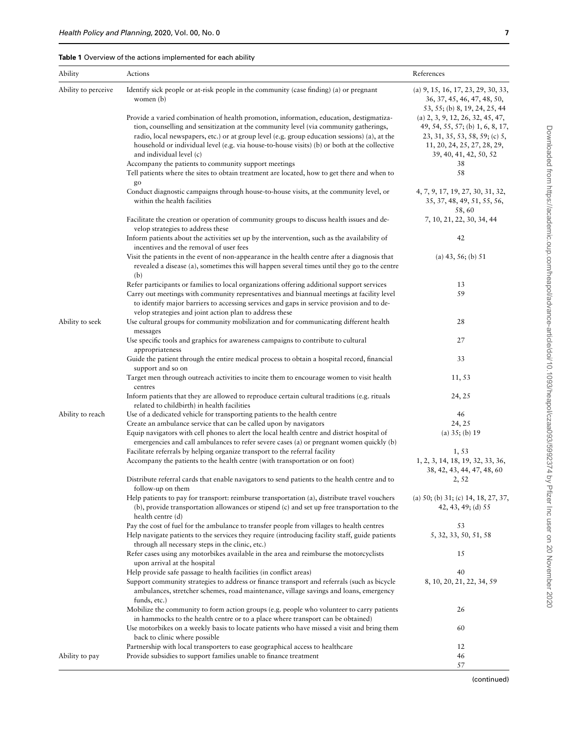**Table 1** Overview of the actions implemented for each ability

| Ability | Actions | References |
|---|---|---|
| Ability to perceive | Identify sick people or at-risk people in the community (case finding) (a) or pregnant women (b) | (a) 9, 15, 16, 17, 23, 29, 30, 33, 36, 37, 45, 46, 47, 48, 50, 53, 55; (b) 8, 19, 24, 25, 44 |
| | Provide a varied combination of health promotion, information, education, destigmatization, counselling and sensitization at the community level (via community gatherings, radio, local newspapers, etc.) or at group level (e.g. group education sessions) (a), at the household or individual level (e.g. via house-to-house visits) (b) or both at the collective and individual level (c) | (a) 2, 3, 9, 12, 26, 32, 45, 47, 49, 54, 55, 57; (b) 1, 6, 8, 17, 23, 31, 35, 53, 58, 59; (c) 5, 11, 20, 24, 25, 27, 28, 29, 39, 40, 41, 42, 50, 52 |
| | Accompany the patients to community support meetings | 38 |
| | Tell patients where the sites to obtain treatment are located, how to get there and when to go | 58 |
| | Conduct diagnostic campaigns through house-to-house visits, at the community level, or within the health facilities | 4, 7, 9, 17, 19, 27, 30, 31, 32, 35, 37, 48, 49, 51, 55, 56, 58, 60 |
| | Facilitate the creation or operation of community groups to discuss health issues and develop strategies to address these | 7, 10, 21, 22, 30, 34, 44 |
| | Inform patients about the activities set up by the intervention, such as the availability of incentives and the removal of user fees | 42 |
| | Visit the patients in the event of non-appearance in the health centre after a diagnosis that revealed a disease (a), sometimes this will happen several times until they go to the centre (b) | (a) 43, 56; (b) 51 |
| | Refer participants or families to local organizations offering additional support services | 13 |
| | Carry out meetings with community representatives and biannual meetings at facility level to identify major barriers to accessing services and gaps in service provision and to develop strategies and joint action plan to address these | 59 |
| Ability to seek | Use cultural groups for community mobilization and for communicating different health messages | 28 |
| | Use specific tools and graphics for awareness campaigns to contribute to cultural appropriateness | 27 |
| | Guide the patient through the entire medical process to obtain a hospital record, financial support and so on | 33 |
| | Target men through outreach activities to incite them to encourage women to visit health centres | 11, 53 |
| | Inform patients that they are allowed to reproduce certain cultural traditions (e.g. rituals related to childbirth) in health facilities | 24, 25 |
| Ability to reach | Use of a dedicated vehicle for transporting patients to the health centre | 46 |
| | Create an ambulance service that can be called upon by navigators | 24, 25 |
| | Equip navigators with cell phones to alert the local health centre and district hospital of emergencies and call ambulances to refer severe cases (a) or pregnant women quickly (b) | (a) 35; (b) 19 |
| | Facilitate referrals by helping organize transport to the referral facility | 1, 53 |
| | Accompany the patients to the health centre (with transportation or on foot) | 1, 2, 3, 14, 18, 19, 32, 33, 36, 38, 42, 43, 44, 47, 48, 60 |
| | Distribute referral cards that enable navigators to send patients to the health centre and to follow-up on them | 2, 52 |
| | Help patients to pay for transport: reimburse transportation (a), distribute travel vouchers (b), provide transportation allowances or stipend (c) and set up free transportation to the health centre (d) | (a) 50; (b) 31; (c) 14, 18, 27, 37, 42, 43, 49; (d) 55 |
| | Pay the cost of fuel for the ambulance to transfer people from villages to health centres | 53 |
| | Help navigate patients to the services they require (introducing facility staff, guide patients through all necessary steps in the clinic, etc.) | 5, 32, 33, 50, 51, 58 |
| | Refer cases using any motorbikes available in the area and reimburse the motorcyclists upon arrival at the hospital | 15 |
| | Help provide safe passage to health facilities (in conflict areas) | 40 |
| | Support community strategies to address or finance transport and referrals (such as bicycle ambulances, stretcher schemes, road maintenance, village savings and loans, emergency funds, etc.) | 8, 10, 20, 21, 22, 34, 59 |
| | Mobilize the community to form action groups (e.g. people who volunteer to carry patients in hammocks to the health centre or to a place where transport can be obtained) | 26 |
| | Use motorbikes on a weekly basis to locate patients who have missed a visit and bring them back to clinic where possible | 60 |
| | Partnership with local transporters to ease geographical access to healthcare | 12 |
| Ability to pay | Provide subsidies to support families unable to finance treatment | 46 |
| | | 57 |

(continued)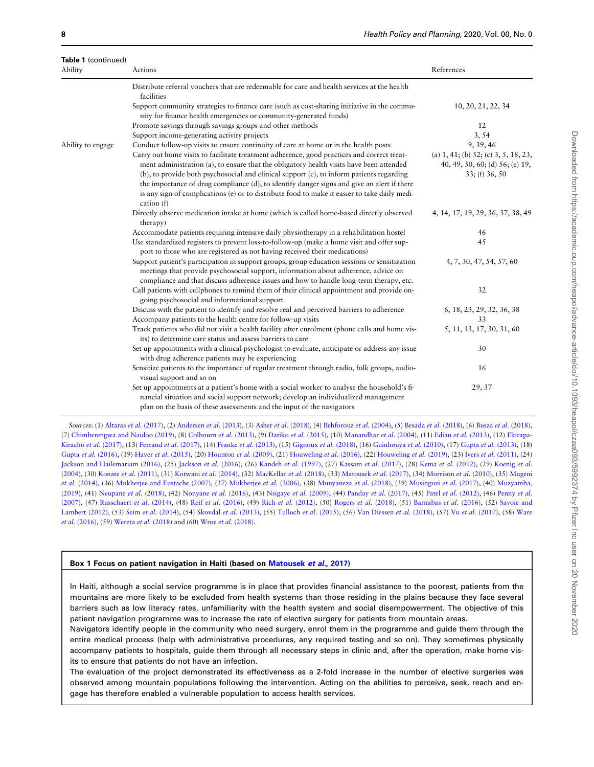**Table 1** (continued)

| Ability | Actions | References |
|---|---|---|
| | Distribute referral vouchers that are redeemable for care and health services at the health facilities | |
| | Support community strategies to finance care (such as cost-sharing initiative in the community for finance health emergencies or community-generated funds) | 10, 20, 21, 22, 34 |
| | Promote savings through savings groups and other methods | 12 |
| | Support income-generating activity projects | 3, 54 |
| Ability to engage | Conduct follow-up visits to ensure continuity of care at home or in the health posts | 9, 39, 46 |
| | Carry out home visits to facilitate treatment adherence, good practices and correct treatment administration (a), to ensure that the obligatory health visits have been attended (b), to provide both psychosocial and clinical support (c), to inform patients regarding the importance of drug compliance (d), to identify danger signs and give an alert if there is any sign of complications (e) or to distribute food to make it easier to take daily medication (f) | (a) 1, 41; (b) 52; (c) 3, 5, 18, 23, 40, 49, 50, 60; (d) 56; (e) 19, 33; (f) 36, 50 |
| | Directly observe medication intake at home (which is called home-based directly observed therapy) | 4, 14, 17, 19, 29, 36, 37, 38, 49 |
| | Accommodate patients requiring intensive daily physiotherapy in a rehabilitation hostel | 46 |
| | Use standardized registers to prevent loss-to-follow-up (make a home visit and offer support to those who are registered as not having received their medications) | 45 |
| | Support patient's participation in support groups, group education sessions or sensitization meetings that provide psychosocial support, information about adherence, advice on compliance and that discuss adherence issues and how to handle long-term therapy, etc. | 4, 7, 30, 47, 54, 57, 60 |
| | Call patients with cellphones to remind them of their clinical appointment and provide ongoing psychosocial and informational support | 32 |
| | Discuss with the patient to identify and resolve real and perceived barriers to adherence | 6, 18, 23, 29, 32, 36, 38 |
| | Accompany patients to the health centre for follow-up visits | 33 |
| | Track patients who did not visit a health facility after enrolment (phone calls and home visits) to determine care status and assess barriers to care | 5, 11, 13, 17, 30, 31, 60 |
| | Set up appointments with a clinical psychologist to evaluate, anticipate or address any issue with drug adherence patients may be experiencing | 30 |
| | Sensitize patients to the importance of regular treatment through radio, folk groups, audiovisual support and so on | 16 |
| | Set up appointments at a patient's home with a social worker to analyse the household's financial situation and social support network; develop an individualized management plan on the basis of these assessments and the input of the navigators | 29, 37 |

*Sources*: (1) Altaras *et al.* (2017), (2) Andersen *et al.* (2013), (3) Asher *et al.* (2018), (4) Behforouz *et al.* (2004), (5) Besada *et al.* (2018), (6) Busza *et al.* (2018), (7) Chimberengwa and Naidoo (2019), (8) Colbourn *et al.* (2013), (9) Datiko *et al.* (2015), (10) Manandhar *et al.* (2004), (11) Ediau *et al.* (2013), (12) Ekirapa-Kiracho *et al.* (2017), (13) Ferrand *et al.* (2017), (14) Franke *et al.* (2013), (15) Gignoux *et al.* (2018), (16) Guinhouya *et al.* (2010), (17) Gupta *et al.* (2013), (18) Gupta *et al.* (2016), (19) Haver *et al.* (2015), (20) Hounton *et al.* (2009), (21) Houweling *et al.* (2016), (22) Houweling *et al.* (2019), (23) Ivers *et al.* (2011), (24) Jackson and Hailemariam (2016), (25) Jackson *et al.* (2016), (26) Kandeh *et al.* (1997), (27) Kassam *et al.* (2017), (28) Kema *et al.* (2012), (29) Koenig *et al.* (2004), (30) Konate *et al.* (2011), (31) Kotwani *et al.* (2014), (32) MacKellar *et al.* (2018), (33) Matousek *et al.* (2017), (34) Morrison *et al.* (2010), (35) Mugeni *et al.* (2014), (36) Mukherjee and Eustache (2007), (37) Mukherjee *et al.* (2006), (38) Munyaneza *et al.* (2018), (39) Musinguzi *et al.* (2017), (40) Muzyamba, (2019), (41) Neupane *et al.* (2018), (42) Nonyane *et al.* (2016), (43) Nsigaye *et al.* (2009), (44) Panday *et al.* (2017), (45) Patel *et al.* (2012), (46) Penny *et al.* (2007), (47) Rasschaert *et al.* (2014), (48) Reif *et al.* (2016), (49) Rich *et al.* (2012), (50) Rogers *et al.* (2018), (51) Barnabas *et al.* (2016), (52) Savoie and Lambert (2012), (53) Seim *et al.* (2014), (54) Skovdal *et al.* (2013), (55) Tulloch *et al.* (2015), (56) Van Diessen *et al.* (2018), (57) Vu *et al.* (2017), (58) Ware *et al.* (2016), (59) Wereta *et al.* (2018) and (60) Wroe *et al.* (2018).

**Box 1 Focus on patient navigation in Haiti (based on Matousek *et al.*, 2017)**

In Haiti, although a social service programme is in place that provides financial assistance to the poorest, patients from the mountains are more likely to be excluded from health systems than those residing in the plains because they face several barriers such as low literacy rates, unfamiliarity with the health system and social disempowerment. The objective of this patient navigation programme was to increase the rate of elective surgery for patients from mountain areas.

Navigators identify people in the community who need surgery, enrol them in the programme and guide them through the entire medical process (help with administrative procedures, any required testing and so on). They sometimes physically accompany patients to hospitals, guide them through all necessary steps in clinic and, after the operation, make home visits to ensure that patients do not have an infection.

The evaluation of the project demonstrated its effectiveness as a 2-fold increase in the number of elective surgeries was observed among mountain populations following the intervention. Acting on the abilities to perceive, seek, reach and engage has therefore enabled a vulnerable population to access health services.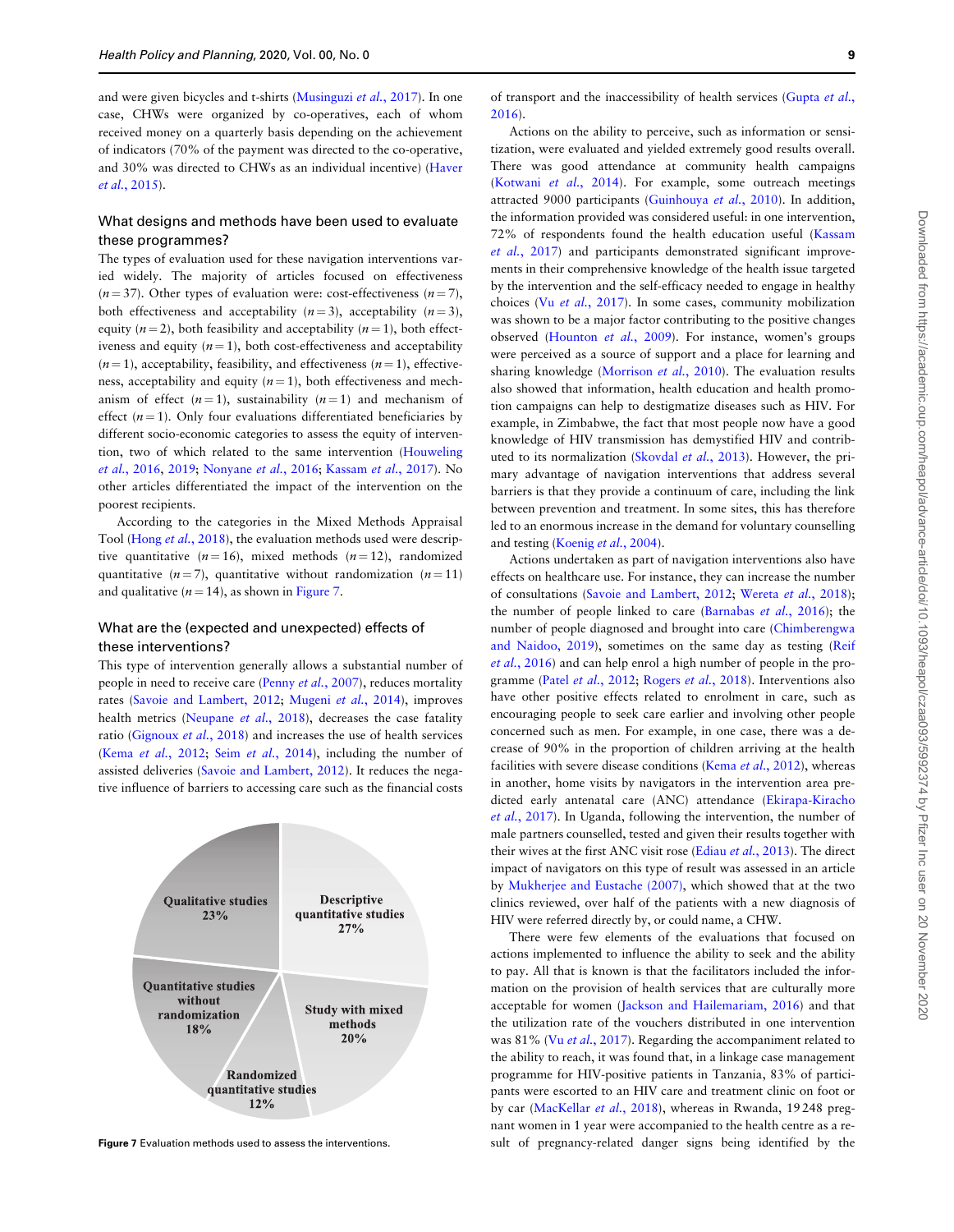and were given bicycles and t-shirts (Musinguzi *et al.*, 2017). In one case, CHWs were organized by co-operatives, each of whom received money on a quarterly basis depending on the achievement of indicators (70% of the payment was directed to the co-operative, and 30% was directed to CHWs as an individual incentive) (Haver *et al.*, 2015).

## What designs and methods have been used to evaluate these programmes?

The types of evaluation used for these navigation interventions varied widely. The majority of articles focused on effectiveness ($n = 37$). Other types of evaluation were: cost-effectiveness ($n = 7$), both effectiveness and acceptability ($n = 3$), acceptability ($n = 3$), equity ($n = 2$), both feasibility and acceptability ($n = 1$), both effectiveness and equity ($n = 1$), both cost-effectiveness and acceptability ($n = 1$), acceptability, feasibility, and effectiveness ($n = 1$), effectiveness, acceptability and equity ($n = 1$), both effectiveness and mechanism of effect ($n = 1$), sustainability ($n = 1$) and mechanism of effect ($n = 1$). Only four evaluations differentiated beneficiaries by different socio-economic categories to assess the equity of intervention, two of which related to the same intervention (Houweling *et al.*, 2016, 2019; Nonyane *et al.*, 2016; Kassam *et al.*, 2017). No other articles differentiated the impact of the intervention on the poorest recipients.

According to the categories in the Mixed Methods Appraisal Tool (Hong *et al.*, 2018), the evaluation methods used were descriptive quantitative ($n = 16$), mixed methods ($n = 12$), randomized quantitative ($n = 7$), quantitative without randomization ($n = 11$) and qualitative ($n = 14$), as shown in Figure 7.

## What are the (expected and unexpected) effects of these interventions?

This type of intervention generally allows a substantial number of people in need to receive care (Penny *et al.*, 2007), reduces mortality rates (Savoie and Lambert, 2012; Mugeni *et al.*, 2014), improves health metrics (Neupane *et al.*, 2018), decreases the case fatality ratio (Gignoux *et al.*, 2018) and increases the use of health services (Kema *et al.*, 2012; Seim *et al.*, 2014), including the number of assisted deliveries (Savoie and Lambert, 2012). It reduces the negative influence of barriers to accessing care such as the financial costs

Qualitative studies 23%
Descriptive quantitative studies 27%
Quantitative studies without randomization 18%
Study with mixed methods 20%
Randomized quantitative studies 12%

**Figure 7** Evaluation methods used to assess the interventions.

of transport and the inaccessibility of health services (Gupta *et al.*, 2016).

Actions on the ability to perceive, such as information or sensitization, were evaluated and yielded extremely good results overall. There was good attendance at community health campaigns (Kotwani *et al.*, 2014). For example, some outreach meetings attracted 9000 participants (Guinhouya *et al.*, 2010). In addition, the information provided was considered useful: in one intervention, 72% of respondents found the health education useful (Kassam *et al.*, 2017) and participants demonstrated significant improvements in their comprehensive knowledge of the health issue targeted by the intervention and the self-efficacy needed to engage in healthy choices (Vu *et al.*, 2017). In some cases, community mobilization was shown to be a major factor contributing to the positive changes observed (Hounton *et al.*, 2009). For instance, women's groups were perceived as a source of support and a place for learning and sharing knowledge (Morrison *et al.*, 2010). The evaluation results also showed that information, health education and health promotion campaigns can help to destigmatize diseases such as HIV. For example, in Zimbabwe, the fact that most people now have a good knowledge of HIV transmission has demystified HIV and contributed to its normalization (Skovdal *et al.*, 2013). However, the primary advantage of navigation interventions that address several barriers is that they provide a continuum of care, including the link between prevention and treatment. In some sites, this has therefore led to an enormous increase in the demand for voluntary counselling and testing (Koenig *et al.*, 2004).

Actions undertaken as part of navigation interventions also have effects on healthcare use. For instance, they can increase the number of consultations (Savoie and Lambert, 2012; Wereta *et al.*, 2018); the number of people linked to care (Barnabas *et al.*, 2016); the number of people diagnosed and brought into care (Chimberengwa and Naidoo, 2019), sometimes on the same day as testing (Reif *et al.*, 2016) and can help enrol a high number of people in the programme (Patel *et al.*, 2012; Rogers *et al.*, 2018). Interventions also have other positive effects related to enrolment in care, such as encouraging people to seek care earlier and involving other people concerned such as men. For example, in one case, there was a decrease of 90% in the proportion of children arriving at the health facilities with severe disease conditions (Kema *et al.*, 2012), whereas in another, home visits by navigators in the intervention area predicted early antenatal care (ANC) attendance (Ekirapa-Kiracho *et al.*, 2017). In Uganda, following the intervention, the number of male partners counselled, tested and given their results together with their wives at the first ANC visit rose (Ediau *et al.*, 2013). The direct impact of navigators on this type of result was assessed in an article by Mukherjee and Eustache (2007), which showed that at the two clinics reviewed, over half of the patients with a new diagnosis of HIV were referred directly by, or could name, a CHW.

There were few elements of the evaluations that focused on actions implemented to influence the ability to seek and the ability to pay. All that is known is that the facilitators included the information on the provision of health services that are culturally more acceptable for women (Jackson and Hailemariam, 2016) and that the utilization rate of the vouchers distributed in one intervention was 81% (Vu *et al.*, 2017). Regarding the accompaniment related to the ability to reach, it was found that, in a linkage case management programme for HIV-positive patients in Tanzania, 83% of participants were escorted to an HIV care and treatment clinic on foot or by car (MacKellar *et al.*, 2018), whereas in Rwanda, 19 248 pregnant women in 1 year were accompanied to the health centre as a result of pregnancy-related danger signs being identified by the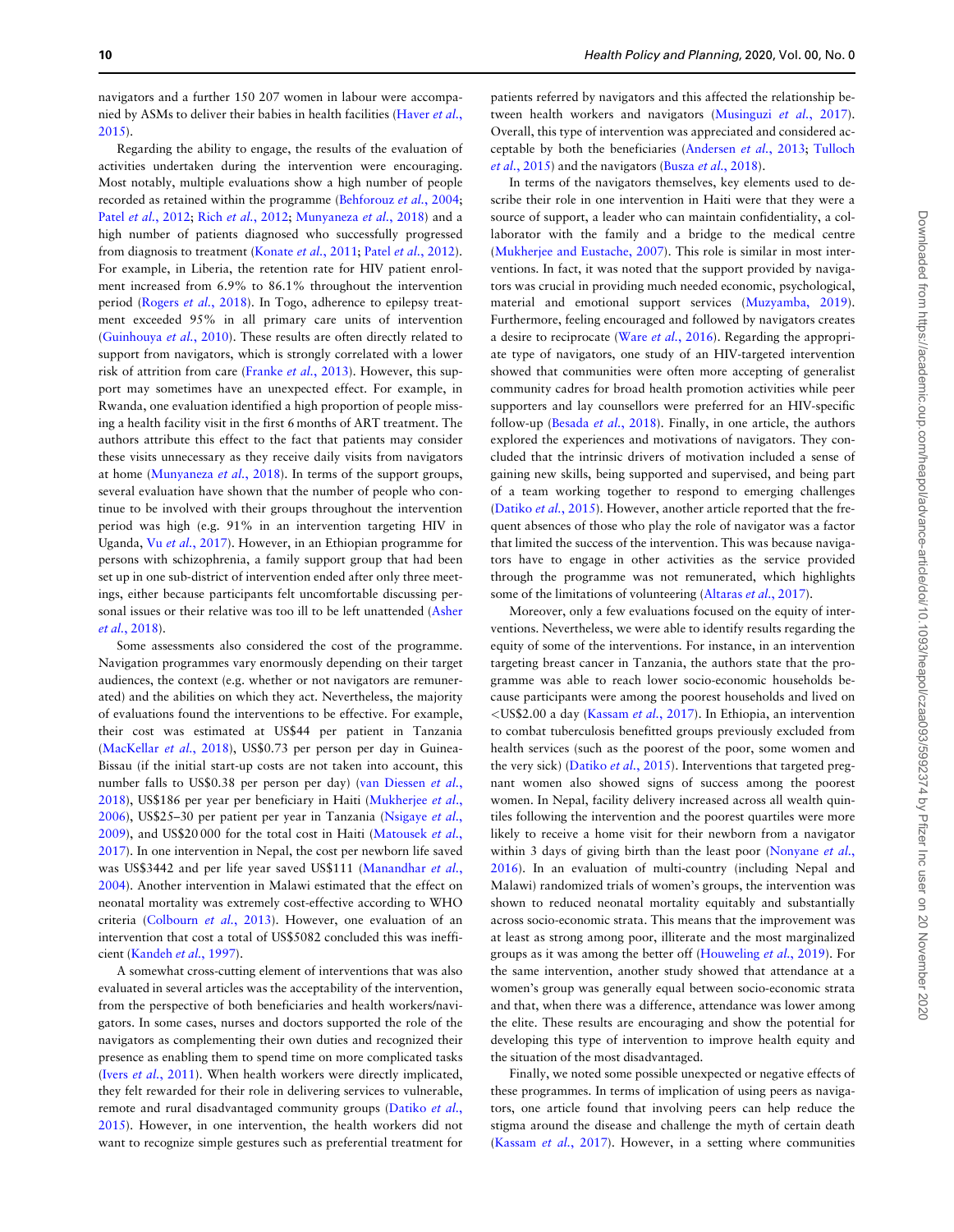navigators and a further 150 207 women in labour were accompanied by ASMs to deliver their babies in health facilities (Haver *et al.*, 2015).

Regarding the ability to engage, the results of the evaluation of activities undertaken during the intervention were encouraging. Most notably, multiple evaluations show a high number of people recorded as retained within the programme (Behforouz *et al.*, 2004; Patel *et al.*, 2012; Rich *et al.*, 2012; Munyaneza *et al.*, 2018) and a high number of patients diagnosed who successfully progressed from diagnosis to treatment (Konate *et al.*, 2011; Patel *et al.*, 2012). For example, in Liberia, the retention rate for HIV patient enrolment increased from 6.9% to 86.1% throughout the intervention period (Rogers *et al.*, 2018). In Togo, adherence to epilepsy treatment exceeded 95% in all primary care units of intervention (Guinhouya *et al.*, 2010). These results are often directly related to support from navigators, which is strongly correlated with a lower risk of attrition from care (Franke *et al.*, 2013). However, this support may sometimes have an unexpected effect. For example, in Rwanda, one evaluation identified a high proportion of people missing a health facility visit in the first 6 months of ART treatment. The authors attribute this effect to the fact that patients may consider these visits unnecessary as they receive daily visits from navigators at home (Munyaneza *et al.*, 2018). In terms of the support groups, several evaluation have shown that the number of people who continue to be involved with their groups throughout the intervention period was high (e.g. 91% in an intervention targeting HIV in Uganda, Vu *et al.*, 2017). However, in an Ethiopian programme for persons with schizophrenia, a family support group that had been set up in one sub-district of intervention ended after only three meetings, either because participants felt uncomfortable discussing personal issues or their relative was too ill to be left unattended (Asher *et al.*, 2018).

Some assessments also considered the cost of the programme. Navigation programmes vary enormously depending on their target audiences, the context (e.g. whether or not navigators are remunerated) and the abilities on which they act. Nevertheless, the majority of evaluations found the interventions to be effective. For example, their cost was estimated at US$44 per patient in Tanzania (MacKellar *et al.*, 2018), US$0.73 per person per day in Guinea-Bissau (if the initial start-up costs are not taken into account, this number falls to US$0.38 per person per day) (van Diessen *et al.*, 2018), US$186 per year per beneficiary in Haiti (Mukherjee *et al.*, 2006), US$25–30 per patient per year in Tanzania (Nsigaye *et al.*, 2009), and US$20 000 for the total cost in Haiti (Matousek *et al.*, 2017). In one intervention in Nepal, the cost per newborn life saved was US$3442 and per life year saved US$111 (Manandhar *et al.*, 2004). Another intervention in Malawi estimated that the effect on neonatal mortality was extremely cost-effective according to WHO criteria (Colbourn *et al.*, 2013). However, one evaluation of an intervention that cost a total of US$5082 concluded this was inefficient (Kandeh *et al.*, 1997).

A somewhat cross-cutting element of interventions that was also evaluated in several articles was the acceptability of the intervention, from the perspective of both beneficiaries and health workers/navigators. In some cases, nurses and doctors supported the role of the navigators as complementing their own duties and recognized their presence as enabling them to spend time on more complicated tasks (Ivers *et al.*, 2011). When health workers were directly implicated, they felt rewarded for their role in delivering services to vulnerable, remote and rural disadvantaged community groups (Datiko *et al.*, 2015). However, in one intervention, the health workers did not want to recognize simple gestures such as preferential treatment for patients referred by navigators and this affected the relationship between health workers and navigators (Musinguzi *et al.*, 2017). Overall, this type of intervention was appreciated and considered acceptable by both the beneficiaries (Andersen *et al.*, 2013; Tulloch *et al.*, 2015) and the navigators (Busza *et al.*, 2018).

In terms of the navigators themselves, key elements used to describe their role in one intervention in Haiti were that they were a source of support, a leader who can maintain confidentiality, a collaborator with the family and a bridge to the medical centre (Mukherjee and Eustache, 2007). This role is similar in most interventions. In fact, it was noted that the support provided by navigators was crucial in providing much needed economic, psychological, material and emotional support services (Muzyamba, 2019). Furthermore, feeling encouraged and followed by navigators creates a desire to reciprocate (Ware *et al.*, 2016). Regarding the appropriate type of navigators, one study of an HIV-targeted intervention showed that communities were often more accepting of generalist community cadres for broad health promotion activities while peer supporters and lay counsellors were preferred for an HIV-specific follow-up (Besada *et al.*, 2018). Finally, in one article, the authors explored the experiences and motivations of navigators. They concluded that the intrinsic drivers of motivation included a sense of gaining new skills, being supported and supervised, and being part of a team working together to respond to emerging challenges (Datiko *et al.*, 2015). However, another article reported that the frequent absences of those who play the role of navigator was a factor that limited the success of the intervention. This was because navigators have to engage in other activities as the service provided through the programme was not remunerated, which highlights some of the limitations of volunteering (Altaras *et al.*, 2017).

Moreover, only a few evaluations focused on the equity of interventions. Nevertheless, we were able to identify results regarding the equity of some of the interventions. For instance, in an intervention targeting breast cancer in Tanzania, the authors state that the programme was able to reach lower socio-economic households because participants were among the poorest households and lived on <US$2.00 a day (Kassam *et al.*, 2017). In Ethiopia, an intervention to combat tuberculosis benefitted groups previously excluded from health services (such as the poorest of the poor, some women and the very sick) (Datiko *et al.*, 2015). Interventions that targeted pregnant women also showed signs of success among the poorest women. In Nepal, facility delivery increased across all wealth quintiles following the intervention and the poorest quartiles were more likely to receive a home visit for their newborn from a navigator within 3 days of giving birth than the least poor (Nonyane *et al.*, 2016). In an evaluation of multi-country (including Nepal and Malawi) randomized trials of women's groups, the intervention was shown to reduced neonatal mortality equitably and substantially across socio-economic strata. This means that the improvement was at least as strong among poor, illiterate and the most marginalized groups as it was among the better off (Houweling *et al.*, 2019). For the same intervention, another study showed that attendance at a women's group was generally equal between socio-economic strata and that, when there was a difference, attendance was lower among the elite. These results are encouraging and show the potential for developing this type of intervention to improve health equity and the situation of the most disadvantaged.

Finally, we noted some possible unexpected or negative effects of these programmes. In terms of implication of using peers as navigators, one article found that involving peers can help reduce the stigma around the disease and challenge the myth of certain death (Kassam *et al.*, 2017). However, in a setting where communities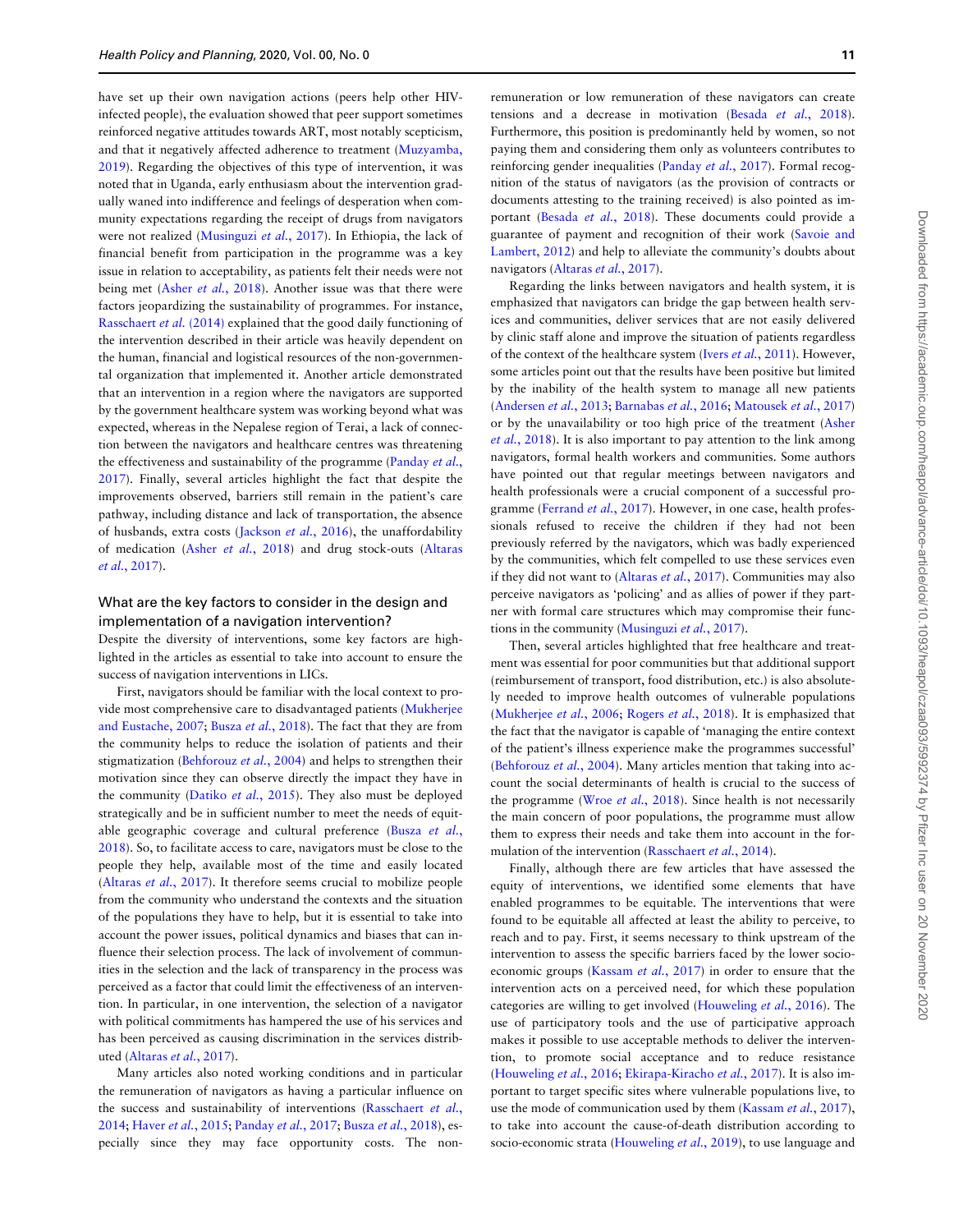have set up their own navigation actions (peers help other HIV-infected people), the evaluation showed that peer support sometimes reinforced negative attitudes towards ART, most notably scepticism, and that it negatively affected adherence to treatment (Muzyamba, 2019). Regarding the objectives of this type of intervention, it was noted that in Uganda, early enthusiasm about the intervention gradually waned into indifference and feelings of desperation when community expectations regarding the receipt of drugs from navigators were not realized (Musinguzi *et al.*, 2017). In Ethiopia, the lack of financial benefit from participation in the programme was a key issue in relation to acceptability, as patients felt their needs were not being met (Asher *et al.*, 2018). Another issue was that there were factors jeopardizing the sustainability of programmes. For instance, Rasschaert *et al.* (2014) explained that the good daily functioning of the intervention described in their article was heavily dependent on the human, financial and logistical resources of the non-governmental organization that implemented it. Another article demonstrated that an intervention in a region where the navigators are supported by the government healthcare system was working beyond what was expected, whereas in the Nepalese region of Terai, a lack of connection between the navigators and healthcare centres was threatening the effectiveness and sustainability of the programme (Panday *et al.*, 2017). Finally, several articles highlight the fact that despite the improvements observed, barriers still remain in the patient's care pathway, including distance and lack of transportation, the absence of husbands, extra costs (Jackson *et al.*, 2016), the unaffordability of medication (Asher *et al.*, 2018) and drug stock-outs (Altaras *et al.*, 2017).

## What are the key factors to consider in the design and implementation of a navigation intervention?

Despite the diversity of interventions, some key factors are highlighted in the articles as essential to take into account to ensure the success of navigation interventions in LICs.

First, navigators should be familiar with the local context to provide most comprehensive care to disadvantaged patients (Mukherjee and Eustache, 2007; Busza *et al.*, 2018). The fact that they are from the community helps to reduce the isolation of patients and their stigmatization (Behforouz *et al.*, 2004) and helps to strengthen their motivation since they can observe directly the impact they have in the community (Datiko *et al.*, 2015). They also must be deployed strategically and be in sufficient number to meet the needs of equitable geographic coverage and cultural preference (Busza *et al.*, 2018). So, to facilitate access to care, navigators must be close to the people they help, available most of the time and easily located (Altaras *et al.*, 2017). It therefore seems crucial to mobilize people from the community who understand the contexts and the situation of the populations they have to help, but it is essential to take into account the power issues, political dynamics and biases that can influence their selection process. The lack of involvement of communities in the selection and the lack of transparency in the process was perceived as a factor that could limit the effectiveness of an intervention. In particular, in one intervention, the selection of a navigator with political commitments has hampered the use of his services and has been perceived as causing discrimination in the services distributed (Altaras *et al.*, 2017).

Many articles also noted working conditions and in particular the remuneration of navigators as having a particular influence on the success and sustainability of interventions (Rasschaert *et al.*, 2014; Haver *et al.*, 2015; Panday *et al.*, 2017; Busza *et al.*, 2018), especially since they may face opportunity costs. The non-remuneration or low remuneration of these navigators can create tensions and a decrease in motivation (Besada *et al.*, 2018). Furthermore, this position is predominantly held by women, so not paying them and considering them only as volunteers contributes to reinforcing gender inequalities (Panday *et al.*, 2017). Formal recognition of the status of navigators (as the provision of contracts or documents attesting to the training received) is also pointed as important (Besada *et al.*, 2018). These documents could provide a guarantee of payment and recognition of their work (Savoie and Lambert, 2012) and help to alleviate the community's doubts about navigators (Altaras *et al.*, 2017).

Regarding the links between navigators and health system, it is emphasized that navigators can bridge the gap between health services and communities, deliver services that are not easily delivered by clinic staff alone and improve the situation of patients regardless of the context of the healthcare system (Ivers *et al.*, 2011). However, some articles point out that the results have been positive but limited by the inability of the health system to manage all new patients (Andersen *et al.*, 2013; Barnabas *et al.*, 2016; Matousek *et al.*, 2017) or by the unavailability or too high price of the treatment (Asher *et al.*, 2018). It is also important to pay attention to the link among navigators, formal health workers and communities. Some authors have pointed out that regular meetings between navigators and health professionals were a crucial component of a successful programme (Ferrand *et al.*, 2017). However, in one case, health professionals refused to receive the children if they had not been previously referred by the navigators, which was badly experienced by the communities, which felt compelled to use these services even if they did not want to (Altaras *et al.*, 2017). Communities may also perceive navigators as 'policing' and as allies of power if they partner with formal care structures which may compromise their functions in the community (Musinguzi *et al.*, 2017).

Then, several articles highlighted that free healthcare and treatment was essential for poor communities but that additional support (reimbursement of transport, food distribution, etc.) is also absolutely needed to improve health outcomes of vulnerable populations (Mukherjee *et al.*, 2006; Rogers *et al.*, 2018). It is emphasized that the fact that the navigator is capable of 'managing the entire context of the patient's illness experience make the programmes successful' (Behforouz *et al.*, 2004). Many articles mention that taking into account the social determinants of health is crucial to the success of the programme (Wroe *et al.*, 2018). Since health is not necessarily the main concern of poor populations, the programme must allow them to express their needs and take them into account in the formulation of the intervention (Rasschaert *et al.*, 2014).

Finally, although there are few articles that have assessed the equity of interventions, we identified some elements that have enabled programmes to be equitable. The interventions that were found to be equitable all affected at least the ability to perceive, to reach and to pay. First, it seems necessary to think upstream of the intervention to assess the specific barriers faced by the lower socio-economic groups (Kassam *et al.*, 2017) in order to ensure that the intervention acts on a perceived need, for which these population categories are willing to get involved (Houweling *et al.*, 2016). The use of participatory tools and the use of participative approach makes it possible to use acceptable methods to deliver the intervention, to promote social acceptance and to reduce resistance (Houweling *et al.*, 2016; Ekirapa-Kiracho *et al.*, 2017). It is also important to target specific sites where vulnerable populations live, to use the mode of communication used by them (Kassam *et al.*, 2017), to take into account the cause-of-death distribution according to socio-economic strata (Houweling *et al.*, 2019), to use language and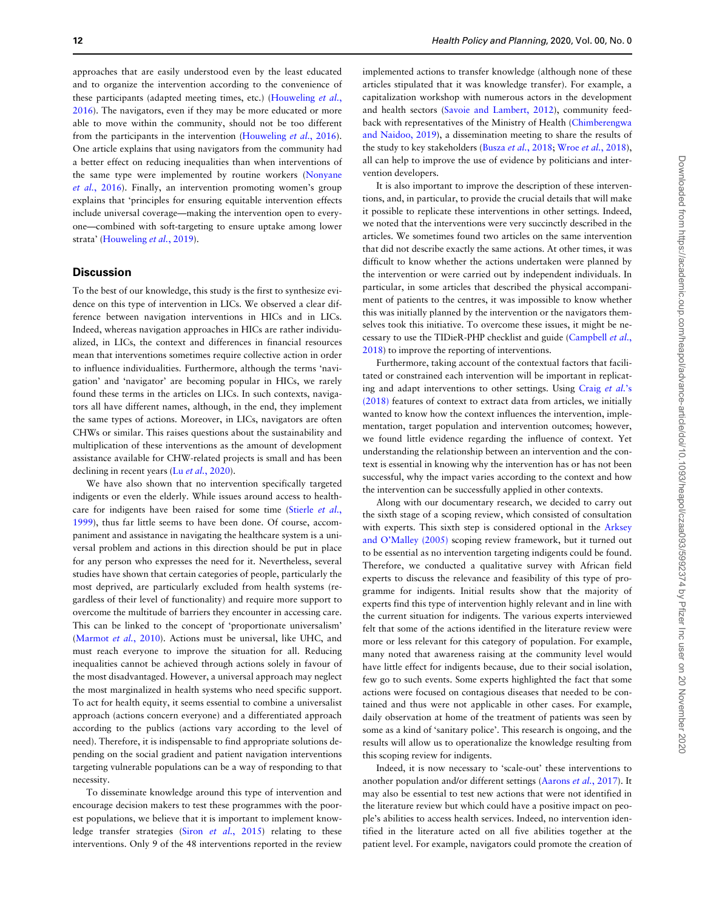approaches that are easily understood even by the least educated and to organize the intervention according to the convenience of these participants (adapted meeting times, etc.) (Houweling *et al.*, 2016). The navigators, even if they may be more educated or more able to move within the community, should not be too different from the participants in the intervention (Houweling *et al.*, 2016). One article explains that using navigators from the community had a better effect on reducing inequalities than when interventions of the same type were implemented by routine workers (Nonyane *et al.*, 2016). Finally, an intervention promoting women's group explains that 'principles for ensuring equitable intervention effects include universal coverage—making the intervention open to everyone—combined with soft-targeting to ensure uptake among lower strata' (Houweling *et al.*, 2019).

## Discussion

To the best of our knowledge, this study is the first to synthesize evidence on this type of intervention in LICs. We observed a clear difference between navigation interventions in HICs and in LICs. Indeed, whereas navigation approaches in HICs are rather individualized, in LICs, the context and differences in financial resources mean that interventions sometimes require collective action in order to influence individualities. Furthermore, although the terms 'navigation' and 'navigator' are becoming popular in HICs, we rarely found these terms in the articles on LICs. In such contexts, navigators all have different names, although, in the end, they implement the same types of actions. Moreover, in LICs, navigators are often CHWs or similar. This raises questions about the sustainability and multiplication of these interventions as the amount of development assistance available for CHW-related projects is small and has been declining in recent years (Lu *et al.*, 2020).

We have also shown that no intervention specifically targeted indigents or even the elderly. While issues around access to healthcare for indigents have been raised for some time (Stierle *et al.*, 1999), thus far little seems to have been done. Of course, accompaniment and assistance in navigating the healthcare system is a universal problem and actions in this direction should be put in place for any person who expresses the need for it. Nevertheless, several studies have shown that certain categories of people, particularly the most deprived, are particularly excluded from health systems (regardless of their level of functionality) and require more support to overcome the multitude of barriers they encounter in accessing care. This can be linked to the concept of 'proportionate universalism' (Marmot *et al.*, 2010). Actions must be universal, like UHC, and must reach everyone to improve the situation for all. Reducing inequalities cannot be achieved through actions solely in favour of the most disadvantaged. However, a universal approach may neglect the most marginalized in health systems who need specific support. To act for health equity, it seems essential to combine a universalist approach (actions concern everyone) and a differentiated approach according to the publics (actions vary according to the level of need). Therefore, it is indispensable to find appropriate solutions depending on the social gradient and patient navigation interventions targeting vulnerable populations can be a way of responding to that necessity.

To disseminate knowledge around this type of intervention and encourage decision makers to test these programmes with the poorest populations, we believe that it is important to implement knowledge transfer strategies (Siron *et al.*, 2015) relating to these interventions. Only 9 of the 48 interventions reported in the review implemented actions to transfer knowledge (although none of these articles stipulated that it was knowledge transfer). For example, a capitalization workshop with numerous actors in the development and health sectors (Savoie and Lambert, 2012), community feedback with representatives of the Ministry of Health (Chimberengwa and Naidoo, 2019), a dissemination meeting to share the results of the study to key stakeholders (Busza *et al.*, 2018; Wroe *et al.*, 2018), all can help to improve the use of evidence by politicians and intervention developers.

It is also important to improve the description of these interventions, and, in particular, to provide the crucial details that will make it possible to replicate these interventions in other settings. Indeed, we noted that the interventions were very succinctly described in the articles. We sometimes found two articles on the same intervention that did not describe exactly the same actions. At other times, it was difficult to know whether the actions undertaken were planned by the intervention or were carried out by independent individuals. In particular, in some articles that described the physical accompaniment of patients to the centres, it was impossible to know whether this was initially planned by the intervention or the navigators themselves took this initiative. To overcome these issues, it might be necessary to use the TIDieR-PHP checklist and guide (Campbell *et al.*, 2018) to improve the reporting of interventions.

Furthermore, taking account of the contextual factors that facilitated or constrained each intervention will be important in replicating and adapt interventions to other settings. Using Craig *et al.*'s (2018) features of context to extract data from articles, we initially wanted to know how the context influences the intervention, implementation, target population and intervention outcomes; however, we found little evidence regarding the influence of context. Yet understanding the relationship between an intervention and the context is essential in knowing why the intervention has or has not been successful, why the impact varies according to the context and how the intervention can be successfully applied in other contexts.

Along with our documentary research, we decided to carry out the sixth stage of a scoping review, which consisted of consultation with experts. This sixth step is considered optional in the Arksey and O'Malley (2005) scoping review framework, but it turned out to be essential as no intervention targeting indigents could be found. Therefore, we conducted a qualitative survey with African field experts to discuss the relevance and feasibility of this type of programme for indigents. Initial results show that the majority of experts find this type of intervention highly relevant and in line with the current situation for indigents. The various experts interviewed felt that some of the actions identified in the literature review were more or less relevant for this category of population. For example, many noted that awareness raising at the community level would have little effect for indigents because, due to their social isolation, few go to such events. Some experts highlighted the fact that some actions were focused on contagious diseases that needed to be contained and thus were not applicable in other cases. For example, daily observation at home of the treatment of patients was seen by some as a kind of 'sanitary police'. This research is ongoing, and the results will allow us to operationalize the knowledge resulting from this scoping review for indigents.

Indeed, it is now necessary to 'scale-out' these interventions to another population and/or different settings (Aarons *et al.*, 2017). It may also be essential to test new actions that were not identified in the literature review but which could have a positive impact on people's abilities to access health services. Indeed, no intervention identified in the literature acted on all five abilities together at the patient level. For example, navigators could promote the creation of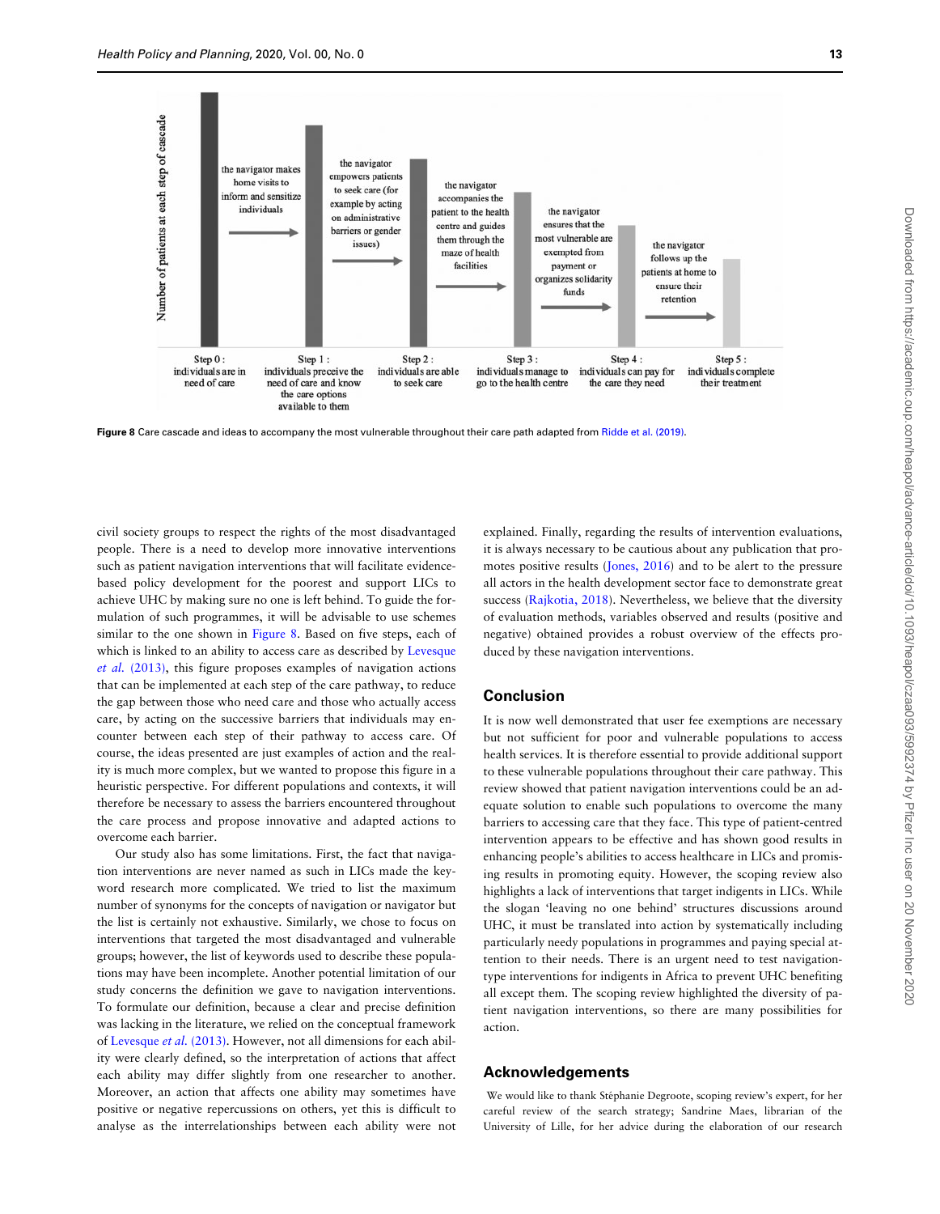Number of patients at each step of cascade

the navigator makes home visits to inform and sensitize individuals

the navigator empowers patients to seek care (for example by acting on administrative barriers or gender issues)

the navigator accompanies the patient to the health centre and guides them through the maze of health facilities

the navigator ensures that the most vulnerable are exempted from payment or organizes solidarity funds

the navigator follows up the patients at home to ensure their retention

Step 0 : individuals are in need of care

Step 1 : individuals preceive the need of care and know the care options available to them

Step 2 : individuals are able to seek care

Step 3 : individuals manage to go to the health centre

Step 4 : individuals can pay for the care they need

Step 5 : individuals complete their treatment

**Figure 8** Care cascade and ideas to accompany the most vulnerable throughout their care path adapted from Ridde et al. (2019).

civil society groups to respect the rights of the most disadvantaged people. There is a need to develop more innovative interventions such as patient navigation interventions that will facilitate evidence-based policy development for the poorest and support LICs to achieve UHC by making sure no one is left behind. To guide the formulation of such programmes, it will be advisable to use schemes similar to the one shown in Figure 8. Based on five steps, each of which is linked to an ability to access care as described by Levesque *et al.* (2013), this figure proposes examples of navigation actions that can be implemented at each step of the care pathway, to reduce the gap between those who need care and those who actually access care, by acting on the successive barriers that individuals may encounter between each step of their pathway to access care. Of course, the ideas presented are just examples of action and the reality is much more complex, but we wanted to propose this figure in a heuristic perspective. For different populations and contexts, it will therefore be necessary to assess the barriers encountered throughout the care process and propose innovative and adapted actions to overcome each barrier.

Our study also has some limitations. First, the fact that navigation interventions are never named as such in LICs made the keyword research more complicated. We tried to list the maximum number of synonyms for the concepts of navigation or navigator but the list is certainly not exhaustive. Similarly, we chose to focus on interventions that targeted the most disadvantaged and vulnerable groups; however, the list of keywords used to describe these populations may have been incomplete. Another potential limitation of our study concerns the definition we gave to navigation interventions. To formulate our definition, because a clear and precise definition was lacking in the literature, we relied on the conceptual framework of Levesque *et al.* (2013). However, not all dimensions for each ability were clearly defined, so the interpretation of actions that affect each ability may differ slightly from one researcher to another. Moreover, an action that affects one ability may sometimes have positive or negative repercussions on others, yet this is difficult to analyse as the interrelationships between each ability were not explained. Finally, regarding the results of intervention evaluations, it is always necessary to be cautious about any publication that promotes positive results (Jones, 2016) and to be alert to the pressure all actors in the health development sector face to demonstrate great success (Rajkotia, 2018). Nevertheless, we believe that the diversity of evaluation methods, variables observed and results (positive and negative) obtained provides a robust overview of the effects produced by these navigation interventions.

## Conclusion

It is now well demonstrated that user fee exemptions are necessary but not sufficient for poor and vulnerable populations to access health services. It is therefore essential to provide additional support to these vulnerable populations throughout their care pathway. This review showed that patient navigation interventions could be an adequate solution to enable such populations to overcome the many barriers to accessing care that they face. This type of patient-centred intervention appears to be effective and has shown good results in enhancing people's abilities to access healthcare in LICs and promising results in promoting equity. However, the scoping review also highlights a lack of interventions that target indigents in LICs. While the slogan 'leaving no one behind' structures discussions around UHC, it must be translated into action by systematically including particularly needy populations in programmes and paying special attention to their needs. There is an urgent need to test navigation-type interventions for indigents in Africa to prevent UHC benefiting all except them. The scoping review highlighted the diversity of patient navigation interventions, so there are many possibilities for action.

## Acknowledgements

We would like to thank Stéphanie Degroote, scoping review's expert, for her careful review of the search strategy; Sandrine Maes, librarian of the University of Lille, for her advice during the elaboration of our research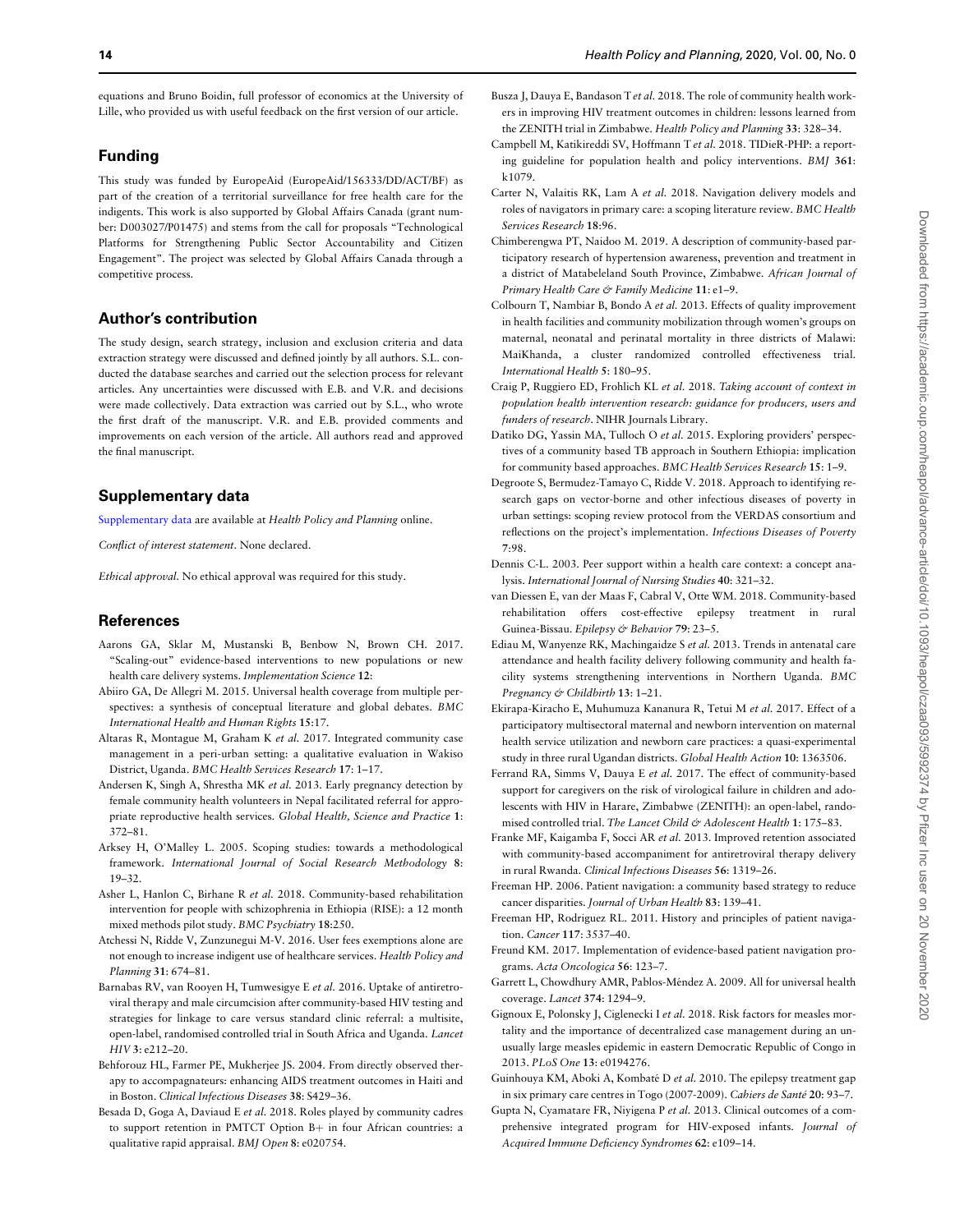equations and Bruno Boidin, full professor of economics at the University of Lille, who provided us with useful feedback on the first version of our article.

## Funding

This study was funded by EuropeAid (EuropeAid/156333/DD/ACT/BF) as part of the creation of a territorial surveillance for free health care for the indigents. This work is also supported by Global Affairs Canada (grant number: D003027/P01475) and stems from the call for proposals "Technological Platforms for Strengthening Public Sector Accountability and Citizen Engagement". The project was selected by Global Affairs Canada through a competitive process.

## Author's contribution

The study design, search strategy, inclusion and exclusion criteria and data extraction strategy were discussed and defined jointly by all authors. S.L. conducted the database searches and carried out the selection process for relevant articles. Any uncertainties were discussed with E.B. and V.R. and decisions were made collectively. Data extraction was carried out by S.L., who wrote the first draft of the manuscript. V.R. and E.B. provided comments and improvements on each version of the article. All authors read and approved the final manuscript.

## Supplementary data

Supplementary data are available at *Health Policy and Planning* online.

*Conflict of interest statement*. None declared.

*Ethical approval*. No ethical approval was required for this study.

## References

Aarons GA, Sklar M, Mustanski B, Benbow N, Brown CH. 2017. "Scaling-out" evidence-based interventions to new populations or new health care delivery systems. *Implementation Science* **12**:

Abiiro GA, De Allegri M. 2015. Universal health coverage from multiple perspectives: a synthesis of conceptual literature and global debates. *BMC International Health and Human Rights* **15**:17.

Altaras R, Montague M, Graham K *et al.* 2017. Integrated community case management in a peri-urban setting: a qualitative evaluation in Wakiso District, Uganda. *BMC Health Services Research* **17**: 1–17.

Andersen K, Singh A, Shrestha MK *et al.* 2013. Early pregnancy detection by female community health volunteers in Nepal facilitated referral for appropriate reproductive health services. *Global Health, Science and Practice* **1**: 372–81.

Arksey H, O'Malley L. 2005. Scoping studies: towards a methodological framework. *International Journal of Social Research Methodology* **8**: 19–32.

Asher L, Hanlon C, Birhane R *et al.* 2018. Community-based rehabilitation intervention for people with schizophrenia in Ethiopia (RISE): a 12 month mixed methods pilot study. *BMC Psychiatry* **18**:250.

Atchessi N, Ridde V, Zunzunegui M-V. 2016. User fees exemptions alone are not enough to increase indigent use of healthcare services. *Health Policy and Planning* **31**: 674–81.

Barnabas RV, van Rooyen H, Tumwesigye E *et al.* 2016. Uptake of antiretroviral therapy and male circumcision after community-based HIV testing and strategies for linkage to care versus standard clinic referral: a multisite, open-label, randomised controlled trial in South Africa and Uganda. *Lancet HIV* **3**: e212–20.

Behforouz HL, Farmer PE, Mukherjee JS. 2004. From directly observed therapy to accompagnateurs: enhancing AIDS treatment outcomes in Haiti and in Boston. *Clinical Infectious Diseases* **38**: S429–36.

Besada D, Goga A, Daviaud E *et al.* 2018. Roles played by community cadres to support retention in PMTCT Option B+ in four African countries: a qualitative rapid appraisal. *BMJ Open* **8**: e020754.

Busza J, Dauya E, Bandason T *et al.* 2018. The role of community health workers in improving HIV treatment outcomes in children: lessons learned from the ZENITH trial in Zimbabwe. *Health Policy and Planning* **33**: 328–34.

Campbell M, Katikireddi SV, Hoffmann T *et al.* 2018. TIDieR-PHP: a reporting guideline for population health and policy interventions. *BMJ* **361**: k1079.

Carter N, Valaitis RK, Lam A *et al.* 2018. Navigation delivery models and roles of navigators in primary care: a scoping literature review. *BMC Health Services Research* **18**:96.

Chimberengwa PT, Naidoo M. 2019. A description of community-based participatory research of hypertension awareness, prevention and treatment in a district of Matabeleland South Province, Zimbabwe. *African Journal of Primary Health Care & Family Medicine* **11**: e1–9.

Colbourn T, Nambiar B, Bondo A *et al.* 2013. Effects of quality improvement in health facilities and community mobilization through women's groups on maternal, neonatal and perinatal mortality in three districts of Malawi: MaiKhanda, a cluster randomized controlled effectiveness trial. *International Health* **5**: 180–95.

Craig P, Ruggiero ED, Frohlich KL *et al.* 2018. *Taking account of context in population health intervention research: guidance for producers, users and funders of research*. NIHR Journals Library.

Datiko DG, Yassin MA, Tulloch O *et al.* 2015. Exploring providers' perspectives of a community based TB approach in Southern Ethiopia: implication for community based approaches. *BMC Health Services Research* **15**: 1–9.

Degroote S, Bermudez-Tamayo C, Ridde V. 2018. Approach to identifying research gaps on vector-borne and other infectious diseases of poverty in urban settings: scoping review protocol from the VERDAS consortium and reflections on the project's implementation. *Infectious Diseases of Poverty* **7**:98.

Dennis C-L. 2003. Peer support within a health care context: a concept analysis. *International Journal of Nursing Studies* **40**: 321–32.

van Diessen E, van der Maas F, Cabral V, Otte WM. 2018. Community-based rehabilitation offers cost-effective epilepsy treatment in rural Guinea-Bissau. *Epilepsy & Behavior* **79**: 23–5.

Ediau M, Wanyenze RK, Machingaidze S *et al.* 2013. Trends in antenatal care attendance and health facility delivery following community and health facility systems strengthening interventions in Northern Uganda. *BMC Pregnancy & Childbirth* **13**: 1–21.

Ekirapa-Kiracho E, Muhumuza Kananura R, Tetui M *et al.* 2017. Effect of a participatory multisectoral maternal and newborn intervention on maternal health service utilization and newborn care practices: a quasi-experimental study in three rural Ugandan districts. *Global Health Action* **10**: 1363506.

Ferrand RA, Simms V, Dauya E *et al.* 2017. The effect of community-based support for caregivers on the risk of virological failure in children and adolescents with HIV in Harare, Zimbabwe (ZENITH): an open-label, randomised controlled trial. *The Lancet Child & Adolescent Health* **1**: 175–83.

Franke MF, Kaigamba F, Socci AR *et al.* 2013. Improved retention associated with community-based accompaniment for antiretroviral therapy delivery in rural Rwanda. *Clinical Infectious Diseases* **56**: 1319–26.

Freeman HP. 2006. Patient navigation: a community based strategy to reduce cancer disparities. *Journal of Urban Health* **83**: 139–41.

Freeman HP, Rodriguez RL. 2011. History and principles of patient navigation. *Cancer* **117**: 3537–40.

Freund KM. 2017. Implementation of evidence-based patient navigation programs. *Acta Oncologica* **56**: 123–7.

Garrett L, Chowdhury AMR, Pablos-Méndez A. 2009. All for universal health coverage. *Lancet* **374**: 1294–9.

Gignoux E, Polonsky J, Ciglenecki I *et al.* 2018. Risk factors for measles mortality and the importance of decentralized case management during an unusually large measles epidemic in eastern Democratic Republic of Congo in 2013. *PLoS One* **13**: e0194276.

Guinhouya KM, Aboki A, Kombaté D *et al.* 2010. The epilepsy treatment gap in six primary care centres in Togo (2007-2009). *Cahiers de Santé* **20**: 93–7.

Gupta N, Cyamatare FR, Niyigena P *et al.* 2013. Clinical outcomes of a comprehensive integrated program for HIV-exposed infants. *Journal of Acquired Immune Deficiency Syndromes* **62**: e109–14.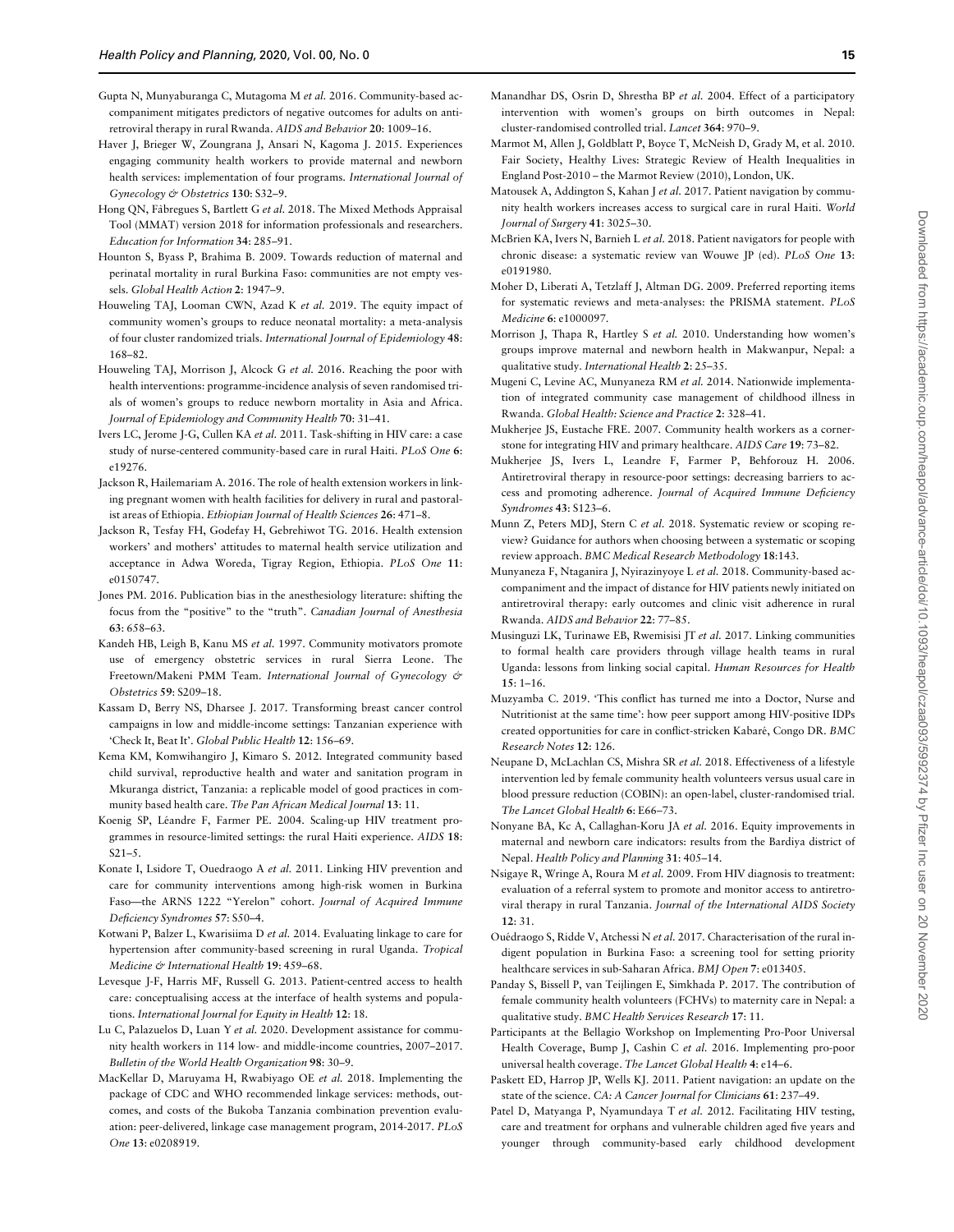Gupta N, Munyaburanga C, Mutagoma M *et al.* 2016. Community-based accompaniment mitigates predictors of negative outcomes for adults on antiretroviral therapy in rural Rwanda. *AIDS and Behavior* **20**: 1009–16.

Haver J, Brieger W, Zoungrana J, Ansari N, Kagoma J. 2015. Experiences engaging community health workers to provide maternal and newborn health services: implementation of four programs. *International Journal of Gynecology & Obstetrics* **130**: S32–9.

Hong QN, Fàbregues S, Bartlett G *et al.* 2018. The Mixed Methods Appraisal Tool (MMAT) version 2018 for information professionals and researchers. *Education for Information* **34**: 285–91.

Hounton S, Byass P, Brahima B. 2009. Towards reduction of maternal and perinatal mortality in rural Burkina Faso: communities are not empty vessels. *Global Health Action* **2**: 1947–9.

Houweling TAJ, Looman CWN, Azad K *et al.* 2019. The equity impact of community women's groups to reduce neonatal mortality: a meta-analysis of four cluster randomized trials. *International Journal of Epidemiology* **48**: 168–82.

Houweling TAJ, Morrison J, Alcock G *et al.* 2016. Reaching the poor with health interventions: programme-incidence analysis of seven randomised trials of women's groups to reduce newborn mortality in Asia and Africa. *Journal of Epidemiology and Community Health* **70**: 31–41.

Ivers LC, Jerome J-G, Cullen KA *et al.* 2011. Task-shifting in HIV care: a case study of nurse-centered community-based care in rural Haiti. *PLoS One* **6**: e19276.

Jackson R, Hailemariam A. 2016. The role of health extension workers in linking pregnant women with health facilities for delivery in rural and pastoralist areas of Ethiopia. *Ethiopian Journal of Health Sciences* **26**: 471–8.

Jackson R, Tesfay FH, Godefay H, Gebrehiwot TG. 2016. Health extension workers' and mothers' attitudes to maternal health service utilization and acceptance in Adwa Woreda, Tigray Region, Ethiopia. *PLoS One* **11**: e0150747.

Jones PM. 2016. Publication bias in the anesthesiology literature: shifting the focus from the "positive" to the "truth". *Canadian Journal of Anesthesia* **63**: 658–63.

Kandeh HB, Leigh B, Kanu MS *et al.* 1997. Community motivators promote use of emergency obstetric services in rural Sierra Leone. The Freetown/Makeni PMM Team. *International Journal of Gynecology & Obstetrics* **59**: S209–18.

Kassam D, Berry NS, Dharsee J. 2017. Transforming breast cancer control campaigns in low and middle-income settings: Tanzanian experience with 'Check It, Beat It'. *Global Public Health* **12**: 156–69.

Kema KM, Komwihangiro J, Kimaro S. 2012. Integrated community based child survival, reproductive health and water and sanitation program in Mkuranga district, Tanzania: a replicable model of good practices in community based health care. *The Pan African Medical Journal* **13**: 11.

Koenig SP, Léandre F, Farmer PE. 2004. Scaling-up HIV treatment programmes in resource-limited settings: the rural Haiti experience. *AIDS* **18**: S21–5.

Konate I, Lsidore T, Ouedraogo A *et al.* 2011. Linking HIV prevention and care for community interventions among high-risk women in Burkina Faso—the ARNS 1222 "Yerelon" cohort. *Journal of Acquired Immune Deficiency Syndromes* **57**: S50–4.

Kotwani P, Balzer L, Kwarisiima D *et al.* 2014. Evaluating linkage to care for hypertension after community-based screening in rural Uganda. *Tropical Medicine & International Health* **19**: 459–68.

Levesque J-F, Harris MF, Russell G. 2013. Patient-centred access to health care: conceptualising access at the interface of health systems and populations. *International Journal for Equity in Health* **12**: 18.

Lu C, Palazuelos D, Luan Y *et al.* 2020. Development assistance for community health workers in 114 low- and middle-income countries, 2007–2017. *Bulletin of the World Health Organization* **98**: 30–9.

MacKellar D, Maruyama H, Rwabiyago OE *et al.* 2018. Implementing the package of CDC and WHO recommended linkage services: methods, outcomes, and costs of the Bukoba Tanzania combination prevention evaluation: peer-delivered, linkage case management program, 2014-2017. *PLoS One* **13**: e0208919.

Manandhar DS, Osrin D, Shrestha BP *et al.* 2004. Effect of a participatory intervention with women's groups on birth outcomes in Nepal: cluster-randomised controlled trial. *Lancet* **364**: 970–9.

Marmot M, Allen J, Goldblatt P, Boyce T, McNeish D, Grady M, et al. 2010. Fair Society, Healthy Lives: Strategic Review of Health Inequalities in England Post-2010 – the Marmot Review (2010), London, UK.

Matousek A, Addington S, Kahan J *et al.* 2017. Patient navigation by community health workers increases access to surgical care in rural Haiti. *World Journal of Surgery* **41**: 3025–30.

McBrien KA, Ivers N, Barnieh L *et al.* 2018. Patient navigators for people with chronic disease: a systematic review van Wouwe JP (ed). *PLoS One* **13**: e0191980.

Moher D, Liberati A, Tetzlaff J, Altman DG. 2009. Preferred reporting items for systematic reviews and meta-analyses: the PRISMA statement. *PLoS Medicine* **6**: e1000097.

Morrison J, Thapa R, Hartley S *et al.* 2010. Understanding how women's groups improve maternal and newborn health in Makwanpur, Nepal: a qualitative study. *International Health* **2**: 25–35.

Mugeni C, Levine AC, Munyaneza RM *et al.* 2014. Nationwide implementation of integrated community case management of childhood illness in Rwanda. *Global Health: Science and Practice* **2**: 328–41.

Mukherjee JS, Eustache FRE. 2007. Community health workers as a cornerstone for integrating HIV and primary healthcare. *AIDS Care* **19**: 73–82.

Mukherjee JS, Ivers L, Leandre F, Farmer P, Behforouz H. 2006. Antiretroviral therapy in resource-poor settings: decreasing barriers to access and promoting adherence. *Journal of Acquired Immune Deficiency Syndromes* **43**: S123–6.

Munn Z, Peters MDJ, Stern C *et al.* 2018. Systematic review or scoping review? Guidance for authors when choosing between a systematic or scoping review approach. *BMC Medical Research Methodology* **18**:143.

Munyaneza F, Ntaganira J, Nyirazinyoye L *et al.* 2018. Community-based accompaniment and the impact of distance for HIV patients newly initiated on antiretroviral therapy: early outcomes and clinic visit adherence in rural Rwanda. *AIDS and Behavior* **22**: 77–85.

Musinguzi LK, Turinawe EB, Rwemisisi JT *et al.* 2017. Linking communities to formal health care providers through village health teams in rural Uganda: lessons from linking social capital. *Human Resources for Health* **15**: 1–16.

Muzyamba C. 2019. 'This conflict has turned me into a Doctor, Nurse and Nutritionist at the same time': how peer support among HIV-positive IDPs created opportunities for care in conflict-stricken Kabaré, Congo DR. *BMC Research Notes* **12**: 126.

Neupane D, McLachlan CS, Mishra SR *et al.* 2018. Effectiveness of a lifestyle intervention led by female community health volunteers versus usual care in blood pressure reduction (COBIN): an open-label, cluster-randomised trial. *The Lancet Global Health* **6**: E66–73.

Nonyane BA, Kc A, Callaghan-Koru JA *et al.* 2016. Equity improvements in maternal and newborn care indicators: results from the Bardiya district of Nepal. *Health Policy and Planning* **31**: 405–14.

Nsigaye R, Wringe A, Roura M *et al.* 2009. From HIV diagnosis to treatment: evaluation of a referral system to promote and monitor access to antiretroviral therapy in rural Tanzania. *Journal of the International AIDS Society* **12**: 31.

Ouédraogo S, Ridde V, Atchessi N *et al.* 2017. Characterisation of the rural indigent population in Burkina Faso: a screening tool for setting priority healthcare services in sub-Saharan Africa. *BMJ Open* **7**: e013405.

Panday S, Bissell P, van Teijlingen E, Simkhada P. 2017. The contribution of female community health volunteers (FCHVs) to maternity care in Nepal: a qualitative study. *BMC Health Services Research* **17**: 11.

Participants at the Bellagio Workshop on Implementing Pro-Poor Universal Health Coverage, Bump J, Cashin C *et al.* 2016. Implementing pro-poor universal health coverage. *The Lancet Global Health* **4**: e14–6.

Paskett ED, Harrop JP, Wells KJ. 2011. Patient navigation: an update on the state of the science. *CA: A Cancer Journal for Clinicians* **61**: 237–49.

Patel D, Matyanga P, Nyamundaya T *et al.* 2012. Facilitating HIV testing, care and treatment for orphans and vulnerable children aged five years and younger through community-based early childhood development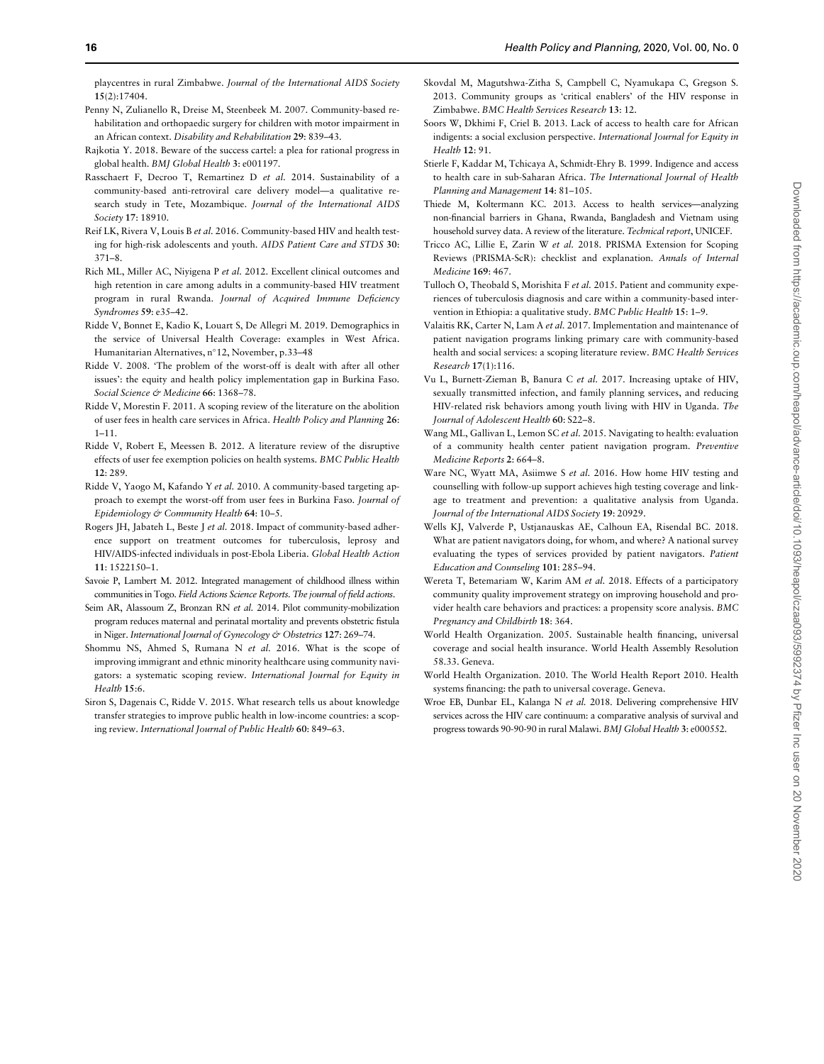playcentres in rural Zimbabwe. *Journal of the International AIDS Society* **15**(2):17404.

Penny N, Zulianello R, Dreise M, Steenbeek M. 2007. Community-based rehabilitation and orthopaedic surgery for children with motor impairment in an African context. *Disability and Rehabilitation* **29**: 839–43.

Rajkotia Y. 2018. Beware of the success cartel: a plea for rational progress in global health. *BMJ Global Health* **3**: e001197.

Rasschaert F, Decroo T, Remartinez D *et al.* 2014. Sustainability of a community-based anti-retroviral care delivery model—a qualitative research study in Tete, Mozambique. *Journal of the International AIDS Society* **17**: 18910.

Reif LK, Rivera V, Louis B *et al.* 2016. Community-based HIV and health testing for high-risk adolescents and youth. *AIDS Patient Care and STDS* **30**: 371–8.

Rich ML, Miller AC, Niyigena P *et al.* 2012. Excellent clinical outcomes and high retention in care among adults in a community-based HIV treatment program in rural Rwanda. *Journal of Acquired Immune Deficiency Syndromes* **59**: e35–42.

Ridde V, Bonnet E, Kadio K, Louart S, De Allegri M. 2019. Demographics in the service of Universal Health Coverage: examples in West Africa. Humanitarian Alternatives, n°12, November, p.33–48

Ridde V. 2008. 'The problem of the worst-off is dealt with after all other issues': the equity and health policy implementation gap in Burkina Faso. *Social Science & Medicine* **66**: 1368–78.

Ridde V, Morestin F. 2011. A scoping review of the literature on the abolition of user fees in health care services in Africa. *Health Policy and Planning* **26**: 1–11.

Ridde V, Robert E, Meessen B. 2012. A literature review of the disruptive effects of user fee exemption policies on health systems. *BMC Public Health* **12**: 289.

Ridde V, Yaogo M, Kafando Y *et al.* 2010. A community-based targeting approach to exempt the worst-off from user fees in Burkina Faso. *Journal of Epidemiology & Community Health* **64**: 10–5.

Rogers JH, Jabateh L, Beste J *et al.* 2018. Impact of community-based adherence support on treatment outcomes for tuberculosis, leprosy and HIV/AIDS-infected individuals in post-Ebola Liberia. *Global Health Action* **11**: 1522150–1.

Savoie P, Lambert M. 2012. Integrated management of childhood illness within communities in Togo. *Field Actions Science Reports. The journal of field actions.*

Seim AR, Alassoum Z, Bronzan RN *et al.* 2014. Pilot community-mobilization program reduces maternal and perinatal mortality and prevents obstetric fistula in Niger. *International Journal of Gynecology & Obstetrics* **127**: 269–74.

Shommu NS, Ahmed S, Rumana N *et al.* 2016. What is the scope of improving immigrant and ethnic minority healthcare using community navigators: a systematic scoping review. *International Journal for Equity in Health* **15**:6.

Siron S, Dagenais C, Ridde V. 2015. What research tells us about knowledge transfer strategies to improve public health in low-income countries: a scoping review. *International Journal of Public Health* **60**: 849–63.

Skovdal M, Magutshwa-Zitha S, Campbell C, Nyamukapa C, Gregson S. 2013. Community groups as 'critical enablers' of the HIV response in Zimbabwe. *BMC Health Services Research* **13**: 12.

Soors W, Dkhimi F, Criel B. 2013. Lack of access to health care for African indigents: a social exclusion perspective. *International Journal for Equity in Health* **12**: 91.

Stierle F, Kaddar M, Tchicaya A, Schmidt-Ehry B. 1999. Indigence and access to health care in sub-Saharan Africa. *The International Journal of Health Planning and Management* **14**: 81–105.

Thiede M, Koltermann KC. 2013. Access to health services—analyzing non-financial barriers in Ghana, Rwanda, Bangladesh and Vietnam using household survey data. A review of the literature. *Technical report*, UNICEF.

Tricco AC, Lillie E, Zarin W *et al.* 2018. PRISMA Extension for Scoping Reviews (PRISMA-ScR): checklist and explanation. *Annals of Internal Medicine* **169**: 467.

Tulloch O, Theobald S, Morishita F *et al.* 2015. Patient and community experiences of tuberculosis diagnosis and care within a community-based intervention in Ethiopia: a qualitative study. *BMC Public Health* **15**: 1–9.

Valaitis RK, Carter N, Lam A *et al.* 2017. Implementation and maintenance of patient navigation programs linking primary care with community-based health and social services: a scoping literature review. *BMC Health Services Research* **17**(1):116.

Vu L, Burnett-Zieman B, Banura C *et al.* 2017. Increasing uptake of HIV, sexually transmitted infection, and family planning services, and reducing HIV-related risk behaviors among youth living with HIV in Uganda. *The Journal of Adolescent Health* **60**: S22–8.

Wang ML, Gallivan L, Lemon SC *et al.* 2015. Navigating to health: evaluation of a community health center patient navigation program. *Preventive Medicine Reports* **2**: 664–8.

Ware NC, Wyatt MA, Asiimwe S *et al.* 2016. How home HIV testing and counselling with follow-up support achieves high testing coverage and linkage to treatment and prevention: a qualitative analysis from Uganda. *Journal of the International AIDS Society* **19**: 20929.

Wells KJ, Valverde P, Ustjanauskas AE, Calhoun EA, Risendal BC. 2018. What are patient navigators doing, for whom, and where? A national survey evaluating the types of services provided by patient navigators. *Patient Education and Counseling* **101**: 285–94.

Wereta T, Betemariam W, Karim AM *et al.* 2018. Effects of a participatory community quality improvement strategy on improving household and provider health care behaviors and practices: a propensity score analysis. *BMC Pregnancy and Childbirth* **18**: 364.

World Health Organization. 2005. Sustainable health financing, universal coverage and social health insurance. World Health Assembly Resolution 58.33. Geneva.

World Health Organization. 2010. The World Health Report 2010. Health systems financing: the path to universal coverage. Geneva.

Wroe EB, Dunbar EL, Kalanga N *et al.* 2018. Delivering comprehensive HIV services across the HIV care continuum: a comparative analysis of survival and progress towards 90-90-90 in rural Malawi. *BMJ Global Health* **3**: e000552.